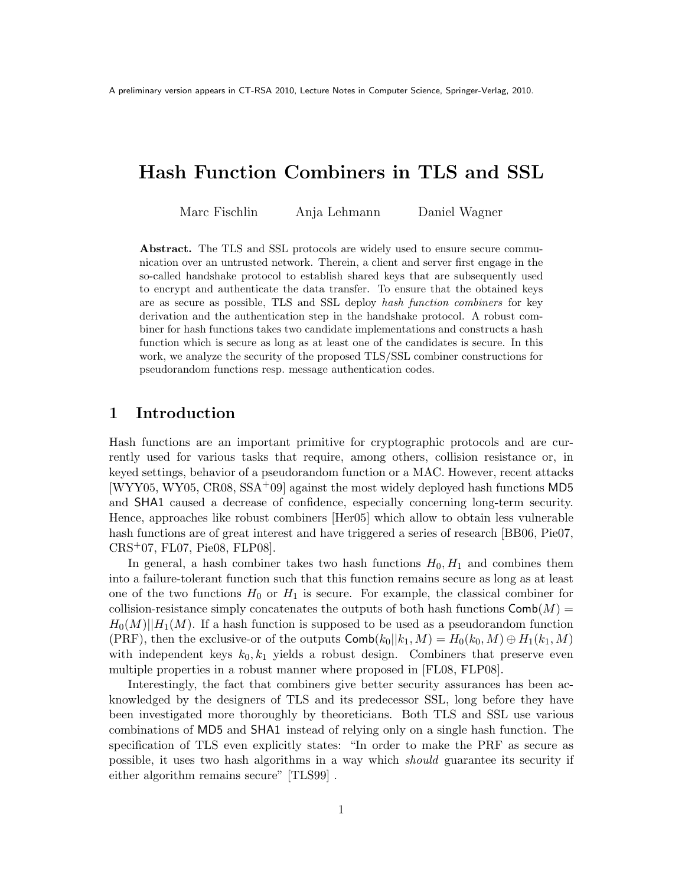A preliminary version appears in CT-RSA 2010, Lecture Notes in Computer Science, Springer-Verlag, 2010.

# Hash Function Combiners in TLS and SSL

Marc Fischlin    Anja Lehmann    Daniel Wagner

**Abstract.** The TLS and SSL protocols are widely used to ensure secure communication over an untrusted network. Therein, a client and server first engage in the so-called handshake protocol to establish shared keys that are subsequently used to encrypt and authenticate the data transfer. To ensure that the obtained keys are as secure as possible, TLS and SSL deploy *hash function combiners* for key derivation and the authentication step in the handshake protocol. A robust combiner for hash functions takes two candidate implementations and constructs a hash function which is secure as long as at least one of the candidates is secure. In this work, we analyze the security of the proposed TLS/SSL combiner constructions for pseudorandom functions resp. message authentication codes.

## 1 Introduction

Hash functions are an important primitive for cryptographic protocols and are currently used for various tasks that require, among others, collision resistance or, in keyed settings, behavior of a pseudorandom function or a MAC. However, recent attacks [WYY05, WY05, CR08, SSA+09] against the most widely deployed hash functions MD5 and SHA1 caused a decrease of confidence, especially concerning long-term security. Hence, approaches like robust combiners [Her05] which allow to obtain less vulnerable hash functions are of great interest and have triggered a series of research [BB06, Pie07, CRS+07, FL07, Pie08, FLP08].

In general, a hash combiner takes two hash functions $H_0, H_1$ and combines them into a failure-tolerant function such that this function remains secure as long as at least one of the two functions $H_0$ or $H_1$ is secure. For example, the classical combiner for collision-resistance simply concatenates the outputs of both hash functions $\mathsf{Comb}(M) = H_0(M)||H_1(M)$. If a hash function is supposed to be used as a pseudorandom function (PRF), then the exclusive-or of the outputs $\mathsf{Comb}(k_0||k_1, M) = H_0(k_0, M) \oplus H_1(k_1, M)$ with independent keys $k_0, k_1$ yields a robust design. Combiners that preserve even multiple properties in a robust manner where proposed in [FL08, FLP08].

Interestingly, the fact that combiners give better security assurances has been acknowledged by the designers of TLS and its predecessor SSL, long before they have been investigated more thoroughly by theoreticians. Both TLS and SSL use various combinations of MD5 and SHA1 instead of relying only on a single hash function. The specification of TLS even explicitly states: "In order to make the PRF as secure as possible, it uses two hash algorithms in a way which *should* guarantee its security if either algorithm remains secure" [TLS99] .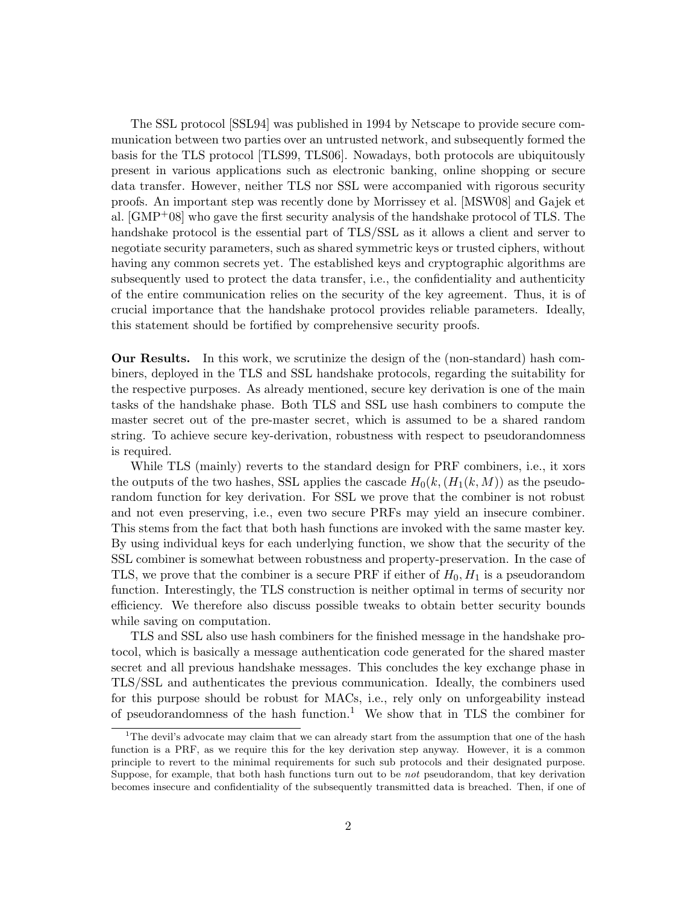The SSL protocol [SSL94] was published in 1994 by Netscape to provide secure communication between two parties over an untrusted network, and subsequently formed the basis for the TLS protocol [TLS99, TLS06]. Nowadays, both protocols are ubiquitously present in various applications such as electronic banking, online shopping or secure data transfer. However, neither TLS nor SSL were accompanied with rigorous security proofs. An important step was recently done by Morrissey et al. [MSW08] and Gajek et al. [GMP+08] who gave the first security analysis of the handshake protocol of TLS. The handshake protocol is the essential part of TLS/SSL as it allows a client and server to negotiate security parameters, such as shared symmetric keys or trusted ciphers, without having any common secrets yet. The established keys and cryptographic algorithms are subsequently used to protect the data transfer, i.e., the confidentiality and authenticity of the entire communication relies on the security of the key agreement. Thus, it is of crucial importance that the handshake protocol provides reliable parameters. Ideally, this statement should be fortified by comprehensive security proofs.

**Our Results.** In this work, we scrutinize the design of the (non-standard) hash combiners, deployed in the TLS and SSL handshake protocols, regarding the suitability for the respective purposes. As already mentioned, secure key derivation is one of the main tasks of the handshake phase. Both TLS and SSL use hash combiners to compute the master secret out of the pre-master secret, which is assumed to be a shared random string. To achieve secure key-derivation, robustness with respect to pseudorandomness is required.

While TLS (mainly) reverts to the standard design for PRF combiners, i.e., it xors the outputs of the two hashes, SSL applies the cascade $H_0(k, (H_1(k, M))$ as the pseudorandom function for key derivation. For SSL we prove that the combiner is not robust and not even preserving, i.e., even two secure PRFs may yield an insecure combiner. This stems from the fact that both hash functions are invoked with the same master key. By using individual keys for each underlying function, we show that the security of the SSL combiner is somewhat between robustness and property-preservation. In the case of TLS, we prove that the combiner is a secure PRF if either of $H_0, H_1$ is a pseudorandom function. Interestingly, the TLS construction is neither optimal in terms of security nor efficiency. We therefore also discuss possible tweaks to obtain better security bounds while saving on computation.

TLS and SSL also use hash combiners for the finished message in the handshake protocol, which is basically a message authentication code generated for the shared master secret and all previous handshake messages. This concludes the key exchange phase in TLS/SSL and authenticates the previous communication. Ideally, the combiners used for this purpose should be robust for MACs, i.e., rely only on unforgeability instead of pseudorandomness of the hash function.[1] We show that in TLS the combiner for

[1] The devil's advocate may claim that we can already start from the assumption that one of the hash function is a PRF, as we require this for the key derivation step anyway. However, it is a common principle to revert to the minimal requirements for such sub protocols and their designated purpose. Suppose, for example, that both hash functions turn out to be *not* pseudorandom, that key derivation becomes insecure and confidentiality of the subsequently transmitted data is breached. Then, if one of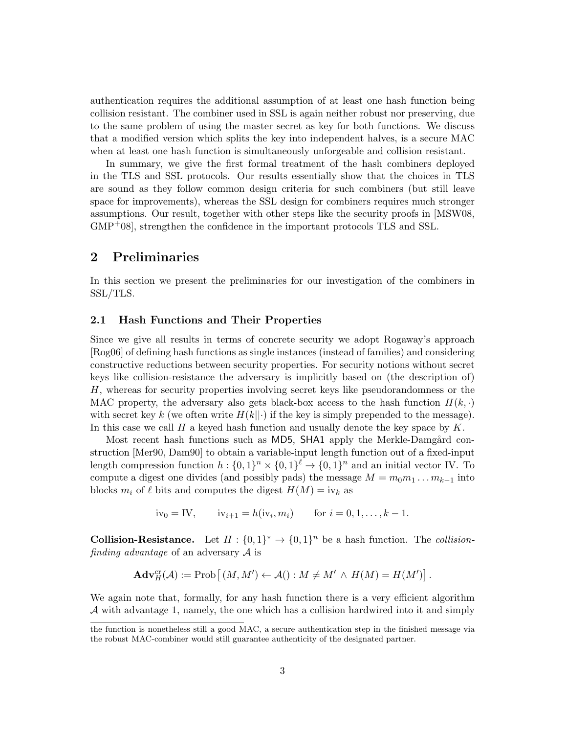authentication requires the additional assumption of at least one hash function being collision resistant. The combiner used in SSL is again neither robust nor preserving, due to the same problem of using the master secret as key for both functions. We discuss that a modified version which splits the key into independent halves, is a secure MAC when at least one hash function is simultaneously unforgeable and collision resistant.

In summary, we give the first formal treatment of the hash combiners deployed in the TLS and SSL protocols. Our results essentially show that the choices in TLS are sound as they follow common design criteria for such combiners (but still leave space for improvements), whereas the SSL design for combiners requires much stronger assumptions. Our result, together with other steps like the security proofs in [MSW08, GMP+08], strengthen the confidence in the important protocols TLS and SSL.

## 2 Preliminaries

In this section we present the preliminaries for our investigation of the combiners in SSL/TLS.

### 2.1 Hash Functions and Their Properties

Since we give all results in terms of concrete security we adopt Rogaway's approach [Rog06] of defining hash functions as single instances (instead of families) and considering constructive reductions between security properties. For security notions without secret keys like collision-resistance the adversary is implicitly based on (the description of) $H$, whereas for security properties involving secret keys like pseudorandomness or the MAC property, the adversary also gets black-box access to the hash function $H(k, \cdot)$ with secret key $k$ (we often write $H(k||\cdot)$ if the key is simply prepended to the message). In this case we call $H$ a keyed hash function and usually denote the key space by $K$.

Most recent hash functions such as MD5, SHA1 apply the Merkle-Damgård construction [Mer90, Dam90] to obtain a variable-input length function out of a fixed-input length compression function $h : \{0,1\}^n \times \{0,1\}^\ell \to \{0,1\}^n$ and an initial vector IV. To compute a digest one divides (and possibly pads) the message $M = m_0 m_1 \ldots m_{k-1}$ into blocks $m_i$ of $\ell$ bits and computes the digest $H(M) = \mathrm{iv}_k$ as

$$\mathrm{iv}_0 = \mathrm{IV}, \qquad \mathrm{iv}_{i+1} = h(\mathrm{iv}_i, m_i) \qquad \text{for } i = 0, 1, \ldots, k-1.$$

**Collision-Resistance.** Let $H : \{0,1\}^* \to \{0,1\}^n$ be a hash function. The *collision-finding advantage* of an adversary $\mathcal{A}$ is

$$\mathbf{Adv}_H^{\mathrm{cr}}(\mathcal{A}) := \mathrm{Prob}\left[ (M, M') \leftarrow \mathcal{A}() : M \neq M' \wedge H(M) = H(M') \right].$$

We again note that, formally, for any hash function there is a very efficient algorithm $\mathcal{A}$ with advantage 1, namely, the one which has a collision hardwired into it and simply

the function is nonetheless still a good MAC, a secure authentication step in the finished message via the robust MAC-combiner would still guarantee authenticity of the designated partner.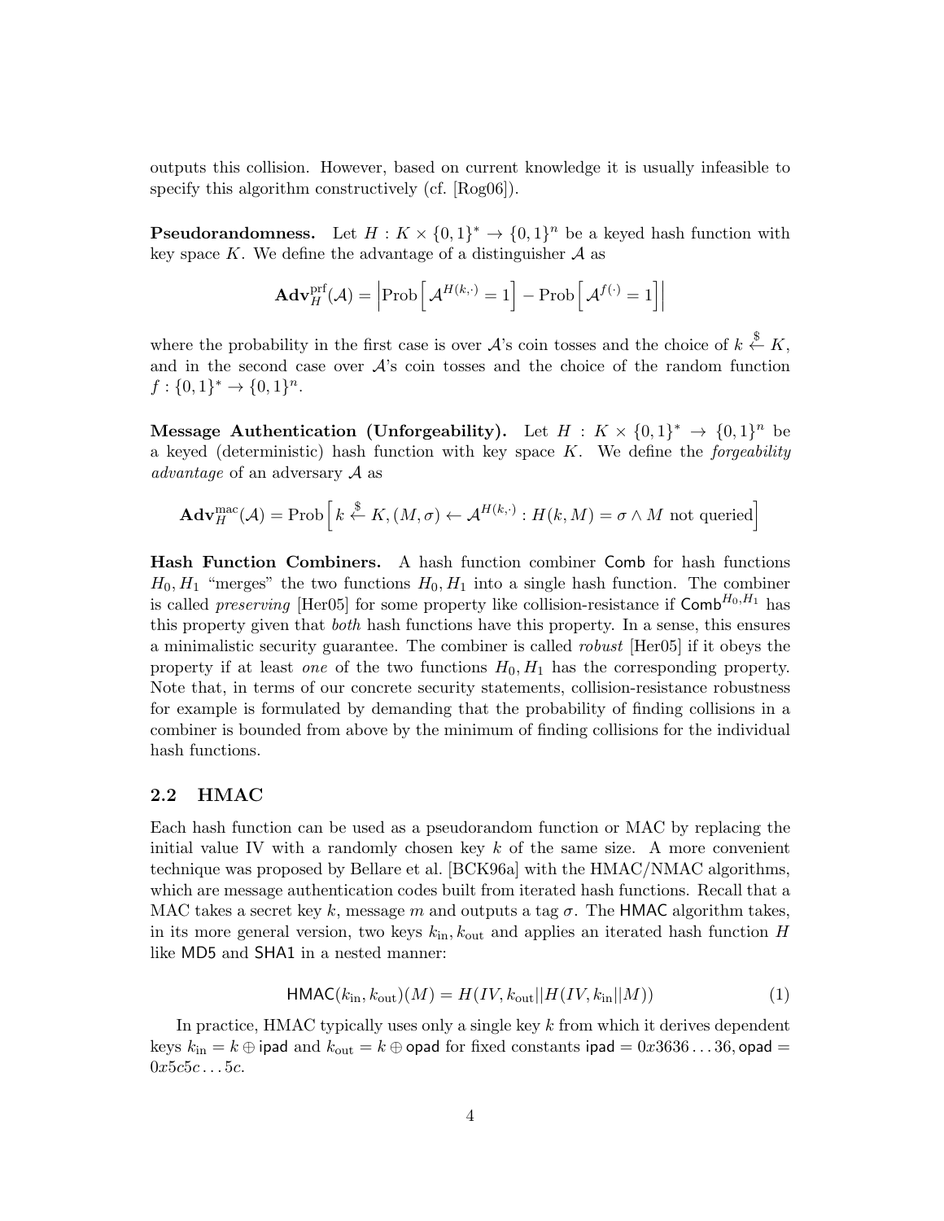outputs this collision. However, based on current knowledge it is usually infeasible to specify this algorithm constructively (cf. [Rog06]).

**Pseudorandomness.** Let $H : K \times \{0,1\}^* \to \{0,1\}^n$ be a keyed hash function with key space $K$. We define the advantage of a distinguisher $\mathcal{A}$ as

$$\mathbf{Adv}_H^{\mathrm{prf}}(\mathcal{A}) = \left|\mathrm{Prob}\left[\mathcal{A}^{H(k,\cdot)} = 1\right] - \mathrm{Prob}\left[\mathcal{A}^{f(\cdot)} = 1\right]\right|$$

where the probability in the first case is over $\mathcal{A}$'s coin tosses and the choice of $k \stackrel{\$}{\leftarrow} K$, and in the second case over $\mathcal{A}$'s coin tosses and the choice of the random function $f : \{0,1\}^* \to \{0,1\}^n$.

**Message Authentication (Unforgeability).** Let $H : K \times \{0,1\}^* \to \{0,1\}^n$ be a keyed (deterministic) hash function with key space $K$. We define the *forgeability advantage* of an adversary $\mathcal{A}$ as

$$\mathbf{Adv}_H^{\mathrm{mac}}(\mathcal{A}) = \mathrm{Prob}\left[k \stackrel{\$}{\leftarrow} K, (M,\sigma) \leftarrow \mathcal{A}^{H(k,\cdot)} : H(k,M) = \sigma \wedge M \text{ not queried}\right]$$

**Hash Function Combiners.** A hash function combiner $\mathsf{Comb}$ for hash functions $H_0, H_1$ "merges" the two functions $H_0, H_1$ into a single hash function. The combiner is called *preserving* [Her05] for some property like collision-resistance if $\mathsf{Comb}^{H_0,H_1}$ has this property given that *both* hash functions have this property. In a sense, this ensures a minimalistic security guarantee. The combiner is called *robust* [Her05] if it obeys the property if at least *one* of the two functions $H_0, H_1$ has the corresponding property. Note that, in terms of our concrete security statements, collision-resistance robustness for example is formulated by demanding that the probability of finding collisions in a combiner is bounded from above by the minimum of finding collisions for the individual hash functions.

### 2.2 HMAC

Each hash function can be used as a pseudorandom function or MAC by replacing the initial value IV with a randomly chosen key $k$ of the same size. A more convenient technique was proposed by Bellare et al. [BCK96a] with the HMAC/NMAC algorithms, which are message authentication codes built from iterated hash functions. Recall that a MAC takes a secret key $k$, message $m$ and outputs a tag $\sigma$. The $\mathsf{HMAC}$ algorithm takes, in its more general version, two keys $k_{\mathrm{in}}, k_{\mathrm{out}}$ and applies an iterated hash function $H$ like $\mathsf{MD5}$ and $\mathsf{SHA1}$ in a nested manner:

$$\mathsf{HMAC}(k_{\mathrm{in}}, k_{\mathrm{out}})(M) = H(IV, k_{\mathrm{out}} || H(IV, k_{\mathrm{in}} || M)) \tag{1}$$

In practice, HMAC typically uses only a single key $k$ from which it derives dependent keys $k_{\mathrm{in}} = k \oplus \mathsf{ipad}$ and $k_{\mathrm{out}} = k \oplus \mathsf{opad}$ for fixed constants $\mathsf{ipad} = 0x3636\ldots36, \mathsf{opad} = 0x5c5c\ldots5c$.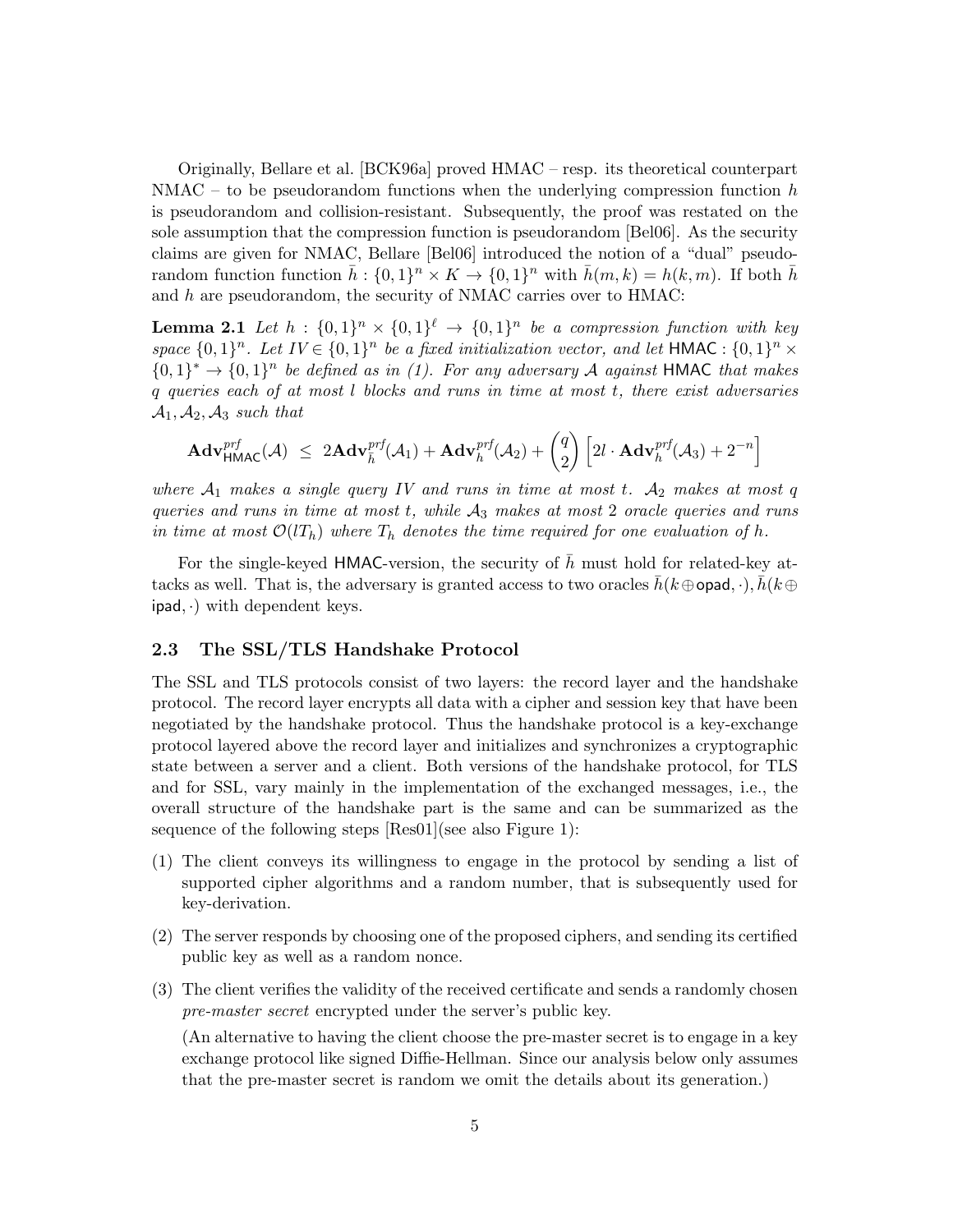Originally, Bellare et al. [BCK96a] proved HMAC – resp. its theoretical counterpart NMAC – to be pseudorandom functions when the underlying compression function $h$ is pseudorandom and collision-resistant. Subsequently, the proof was restated on the sole assumption that the compression function is pseudorandom [Bel06]. As the security claims are given for NMAC, Bellare [Bel06] introduced the notion of a "dual" pseudorandom function function $\bar{h} : \{0,1\}^n \times K \to \{0,1\}^n$ with $\bar{h}(m,k) = h(k,m)$. If both $\bar{h}$ and $h$ are pseudorandom, the security of NMAC carries over to HMAC:

**Lemma 2.1** *Let $h : \{0,1\}^n \times \{0,1\}^\ell \to \{0,1\}^n$ be a compression function with key space $\{0,1\}^n$. Let $IV \in \{0,1\}^n$ be a fixed initialization vector, and let $\mathsf{HMAC} : \{0,1\}^n \times \{0,1\}^* \to \{0,1\}^n$ be defined as in (1). For any adversary $\mathcal{A}$ against $\mathsf{HMAC}$ that makes $q$ queries each of at most $l$ blocks and runs in time at most $t$, there exist adversaries $\mathcal{A}_1, \mathcal{A}_2, \mathcal{A}_3$ such that*

$$\mathbf{Adv}^{prf}_{\mathsf{HMAC}}(\mathcal{A}) \;\leq\; 2\mathbf{Adv}^{prf}_{\bar{h}}(\mathcal{A}_1) + \mathbf{Adv}^{prf}_{h}(\mathcal{A}_2) + \binom{q}{2}\left[2l \cdot \mathbf{Adv}^{prf}_{h}(\mathcal{A}_3) + 2^{-n}\right]$$

*where $\mathcal{A}_1$ makes a single query $IV$ and runs in time at most $t$. $\mathcal{A}_2$ makes at most $q$ queries and runs in time at most $t$, while $\mathcal{A}_3$ makes at most 2 oracle queries and runs in time at most $\mathcal{O}(lT_h)$ where $T_h$ denotes the time required for one evaluation of $h$.*

For the single-keyed $\mathsf{HMAC}$-version, the security of $\bar{h}$ must hold for related-key attacks as well. That is, the adversary is granted access to two oracles $\bar{h}(k \oplus \mathsf{opad}, \cdot), \bar{h}(k \oplus \mathsf{ipad}, \cdot)$ with dependent keys.

### 2.3 The SSL/TLS Handshake Protocol

The SSL and TLS protocols consist of two layers: the record layer and the handshake protocol. The record layer encrypts all data with a cipher and session key that have been negotiated by the handshake protocol. Thus the handshake protocol is a key-exchange protocol layered above the record layer and initializes and synchronizes a cryptographic state between a server and a client. Both versions of the handshake protocol, for TLS and for SSL, vary mainly in the implementation of the exchanged messages, i.e., the overall structure of the handshake part is the same and can be summarized as the sequence of the following steps [Res01](see also Figure 1):

(1) The client conveys its willingness to engage in the protocol by sending a list of supported cipher algorithms and a random number, that is subsequently used for key-derivation.

(2) The server responds by choosing one of the proposed ciphers, and sending its certified public key as well as a random nonce.

(3) The client verifies the validity of the received certificate and sends a randomly chosen *pre-master secret* encrypted under the server's public key.

    (An alternative to having the client choose the pre-master secret is to engage in a key exchange protocol like signed Diffie-Hellman. Since our analysis below only assumes that the pre-master secret is random we omit the details about its generation.)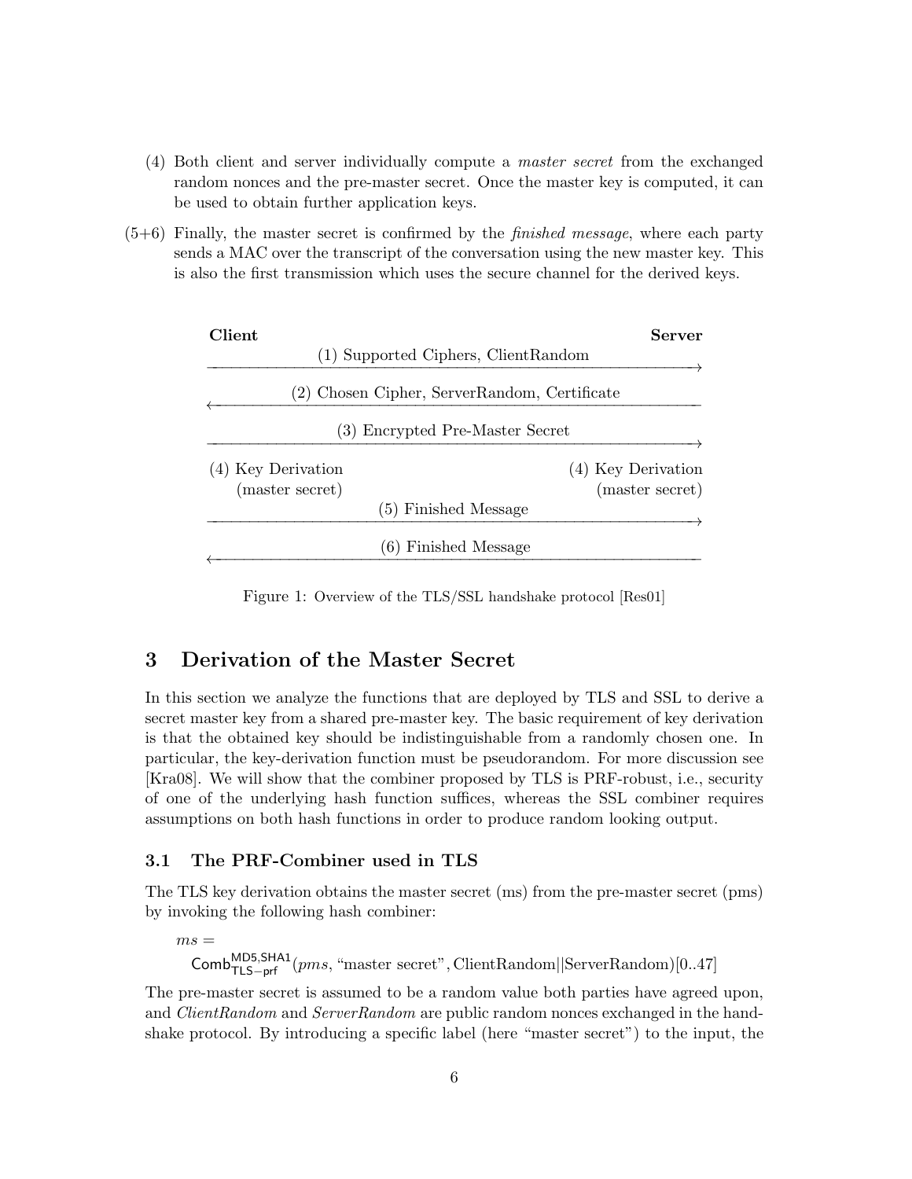(4) Both client and server individually compute a *master secret* from the exchanged random nonces and the pre-master secret. Once the master key is computed, it can be used to obtain further application keys.

(5+6) Finally, the master secret is confirmed by the *finished message*, where each party sends a MAC over the transcript of the conversation using the new master key. This is also the first transmission which uses the secure channel for the derived keys.

| **Client** | | **Server** |
|---|---|---|
| | (1) Supported Ciphers, ClientRandom → | |
| | ← (2) Chosen Cipher, ServerRandom, Certificate | |
| | (3) Encrypted Pre-Master Secret → | |
| (4) Key Derivation (master secret) | | (4) Key Derivation (master secret) |
| | (5) Finished Message → | |
| | ← (6) Finished Message | |

Figure 1: Overview of the TLS/SSL handshake protocol [Res01]

# 3 Derivation of the Master Secret

In this section we analyze the functions that are deployed by TLS and SSL to derive a secret master key from a shared pre-master key. The basic requirement of key derivation is that the obtained key should be indistinguishable from a randomly chosen one. In particular, the key-derivation function must be pseudorandom. For more discussion see [Kra08]. We will show that the combiner proposed by TLS is PRF-robust, i.e., security of one of the underlying hash function suffices, whereas the SSL combiner requires assumptions on both hash functions in order to produce random looking output.

## 3.1 The PRF-Combiner used in TLS

The TLS key derivation obtains the master secret (ms) from the pre-master secret (pms) by invoking the following hash combiner:

$$ms = \mathsf{Comb}^{\mathsf{MD5,SHA1}}_{\mathsf{TLS-prf}}(pms, \text{“master secret”}, \text{ClientRandom}||\text{ServerRandom})[0..47]$$

The pre-master secret is assumed to be a random value both parties have agreed upon, and *ClientRandom* and *ServerRandom* are public random nonces exchanged in the handshake protocol. By introducing a specific label (here “master secret”) to the input, the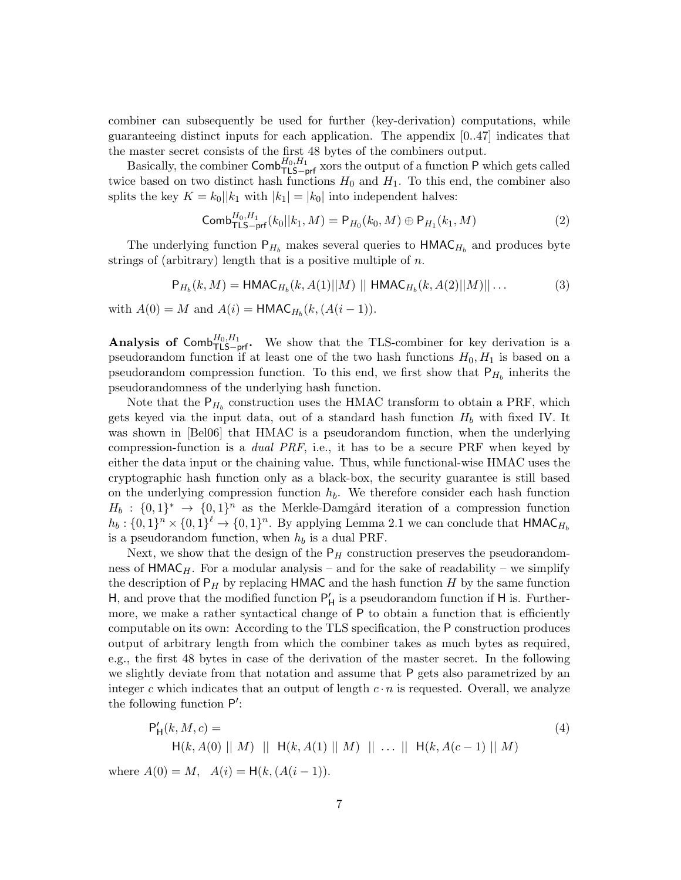combiner can subsequently be used for further (key-derivation) computations, while guaranteeing distinct inputs for each application. The appendix [0..47] indicates that the master secret consists of the first 48 bytes of the combiners output.

Basically, the combiner $\mathsf{Comb}^{H_0,H_1}_{\mathsf{TLS-prf}}$ xors the output of a function $\mathsf{P}$ which gets called twice based on two distinct hash functions $H_0$ and $H_1$. To this end, the combiner also splits the key $K = k_0||k_1$ with $|k_1| = |k_0|$ into independent halves:

$$\mathsf{Comb}^{H_0,H_1}_{\mathsf{TLS-prf}}(k_0||k_1, M) = \mathsf{P}_{H_0}(k_0, M) \oplus \mathsf{P}_{H_1}(k_1, M) \tag{2}$$

The underlying function $\mathsf{P}_{H_b}$ makes several queries to $\mathsf{HMAC}_{H_b}$ and produces byte strings of (arbitrary) length that is a positive multiple of $n$.

$$\mathsf{P}_{H_b}(k, M) = \mathsf{HMAC}_{H_b}(k, A(1)||M) \; || \; \mathsf{HMAC}_{H_b}(k, A(2)||M)|| \ldots \tag{3}$$

with $A(0) = M$ and $A(i) = \mathsf{HMAC}_{H_b}(k, (A(i-1))$.

**Analysis of $\mathsf{Comb}^{H_0,H_1}_{\mathsf{TLS-prf}}$.** We show that the TLS-combiner for key derivation is a pseudorandom function if at least one of the two hash functions $H_0, H_1$ is based on a pseudorandom compression function. To this end, we first show that $\mathsf{P}_{H_b}$ inherits the pseudorandomness of the underlying hash function.

Note that the $\mathsf{P}_{H_b}$ construction uses the HMAC transform to obtain a PRF, which gets keyed via the input data, out of a standard hash function $H_b$ with fixed IV. It was shown in [Bel06] that HMAC is a pseudorandom function, when the underlying compression-function is a *dual PRF*, i.e., it has to be a secure PRF when keyed by either the data input or the chaining value. Thus, while functional-wise HMAC uses the cryptographic hash function only as a black-box, the security guarantee is still based on the underlying compression function $h_b$. We therefore consider each hash function $H_b : \{0,1\}^* \rightarrow \{0,1\}^n$ as the Merkle-Damgård iteration of a compression function $h_b : \{0,1\}^n \times \{0,1\}^\ell \rightarrow \{0,1\}^n$. By applying Lemma 2.1 we can conclude that $\mathsf{HMAC}_{H_b}$ is a pseudorandom function, when $h_b$ is a dual PRF.

Next, we show that the design of the $\mathsf{P}_H$ construction preserves the pseudorandomness of $\mathsf{HMAC}_H$. For a modular analysis – and for the sake of readability – we simplify the description of $\mathsf{P}_H$ by replacing $\mathsf{HMAC}$ and the hash function $H$ by the same function $\mathsf{H}$, and prove that the modified function $\mathsf{P}'_{\mathsf{H}}$ is a pseudorandom function if $\mathsf{H}$ is. Furthermore, we make a rather syntactical change of $\mathsf{P}$ to obtain a function that is efficiently computable on its own: According to the TLS specification, the $\mathsf{P}$ construction produces output of arbitrary length from which the combiner takes as much bytes as required, e.g., the first 48 bytes in case of the derivation of the master secret. In the following we slightly deviate from that notation and assume that $\mathsf{P}$ gets also parametrized by an integer $c$ which indicates that an output of length $c \cdot n$ is requested. Overall, we analyze the following function $\mathsf{P}'$:

$$\begin{aligned} &\mathsf{P}'_{\mathsf{H}}(k, M, c) = \\ &\quad \mathsf{H}(k, A(0) \; || \; M) \;\; || \;\; \mathsf{H}(k, A(1) \; || \; M) \;\; || \; \ldots \; || \;\; \mathsf{H}(k, A(c-1) \; || \; M) \end{aligned} \tag{4}$$

where $A(0) = M, \quad A(i) = \mathsf{H}(k, (A(i-1))$.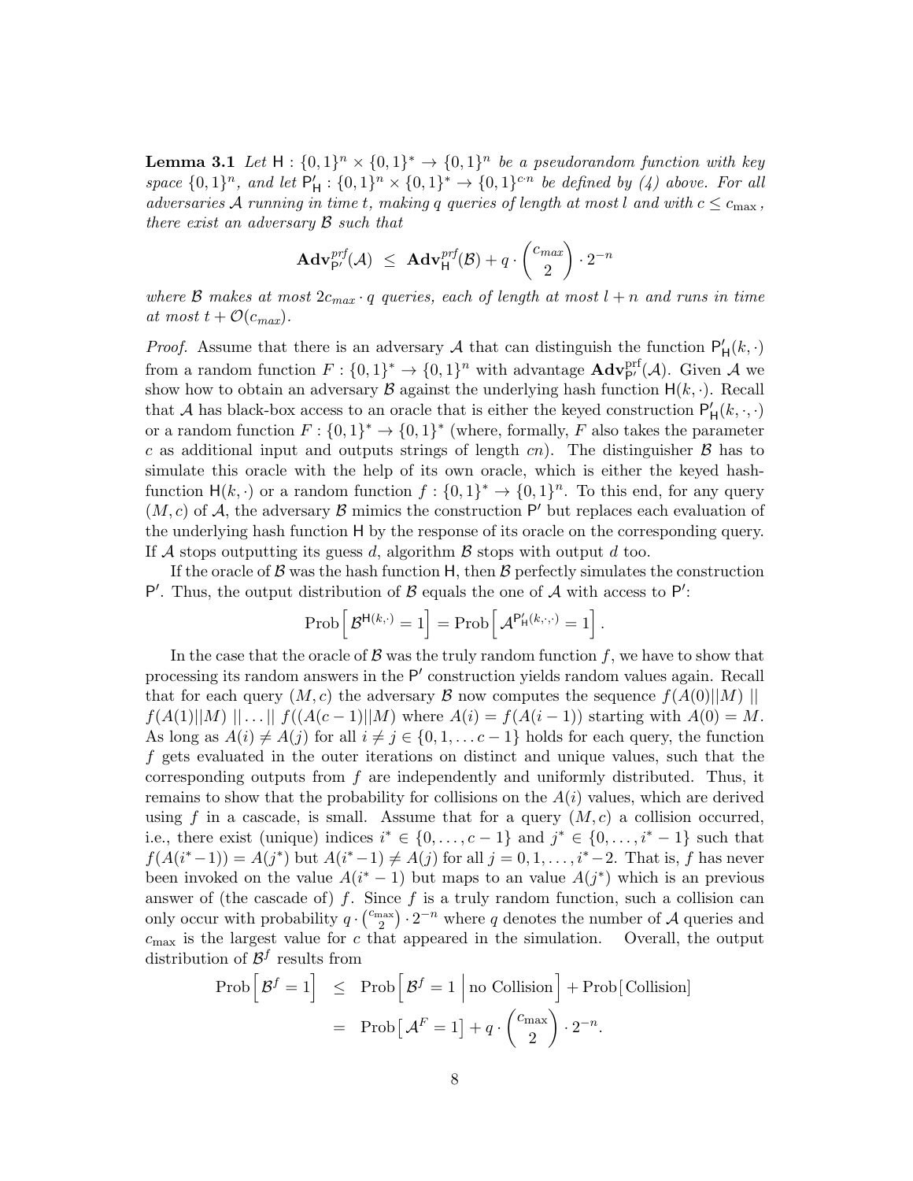**Lemma 3.1** *Let $\mathsf{H} : \{0,1\}^n \times \{0,1\}^* \to \{0,1\}^n$ be a pseudorandom function with key space $\{0,1\}^n$, and let $\mathsf{P}'_\mathsf{H} : \{0,1\}^n \times \{0,1\}^* \to \{0,1\}^{c \cdot n}$ be defined by (4) above. For all adversaries $\mathcal{A}$ running in time $t$, making $q$ queries of length at most $l$ and with $c \leq c_{\max}$, there exist an adversary $\mathcal{B}$ such that*

$$\mathbf{Adv}^{prf}_{\mathsf{P}'}(\mathcal{A}) \;\leq\; \mathbf{Adv}^{prf}_{\mathsf{H}}(\mathcal{B}) + q \cdot \binom{c_{max}}{2} \cdot 2^{-n}$$

*where $\mathcal{B}$ makes at most $2c_{max} \cdot q$ queries, each of length at most $l + n$ and runs in time at most $t + \mathcal{O}(c_{max})$.*

*Proof.* Assume that there is an adversary $\mathcal{A}$ that can distinguish the function $\mathsf{P}'_\mathsf{H}(k,\cdot)$ from a random function $F : \{0,1\}^* \to \{0,1\}^n$ with advantage $\mathbf{Adv}^{\text{prf}}_{\mathsf{P}'}(\mathcal{A})$. Given $\mathcal{A}$ we show how to obtain an adversary $\mathcal{B}$ against the underlying hash function $\mathsf{H}(k,\cdot)$. Recall that $\mathcal{A}$ has black-box access to an oracle that is either the keyed construction $\mathsf{P}'_\mathsf{H}(k,\cdot,\cdot)$ or a random function $F : \{0,1\}^* \to \{0,1\}^*$ (where, formally, $F$ also takes the parameter $c$ as additional input and outputs strings of length $cn$). The distinguisher $\mathcal{B}$ has to simulate this oracle with the help of its own oracle, which is either the keyed hash-function $\mathsf{H}(k,\cdot)$ or a random function $f : \{0,1\}^* \to \{0,1\}^n$. To this end, for any query $(M,c)$ of $\mathcal{A}$, the adversary $\mathcal{B}$ mimics the construction $\mathsf{P}'$ but replaces each evaluation of the underlying hash function $\mathsf{H}$ by the response of its oracle on the corresponding query. If $\mathcal{A}$ stops outputting its guess $d$, algorithm $\mathcal{B}$ stops with output $d$ too.

If the oracle of $\mathcal{B}$ was the hash function $\mathsf{H}$, then $\mathcal{B}$ perfectly simulates the construction $\mathsf{P}'$. Thus, the output distribution of $\mathcal{B}$ equals the one of $\mathcal{A}$ with access to $\mathsf{P}'$:

$$\text{Prob}\left[\mathcal{B}^{\mathsf{H}(k,\cdot)} = 1\right] = \text{Prob}\left[\mathcal{A}^{\mathsf{P}'_\mathsf{H}(k,\cdot,\cdot)} = 1\right].$$

In the case that the oracle of $\mathcal{B}$ was the truly random function $f$, we have to show that processing its random answers in the $\mathsf{P}'$ construction yields random values again. Recall that for each query $(M,c)$ the adversary $\mathcal{B}$ now computes the sequence $f(A(0)||M) \;||\; f(A(1)||M) \;||\ldots||\; f((A(c-1)||M)$ where $A(i) = f(A(i-1))$ starting with $A(0) = M$. As long as $A(i) \neq A(j)$ for all $i \neq j \in \{0,1,\ldots c-1\}$ holds for each query, the function $f$ gets evaluated in the outer iterations on distinct and unique values, such that the corresponding outputs from $f$ are independently and uniformly distributed. Thus, it remains to show that the probability for collisions on the $A(i)$ values, which are derived using $f$ in a cascade, is small. Assume that for a query $(M,c)$ a collision occurred, i.e., there exist (unique) indices $i^* \in \{0,\ldots,c-1\}$ and $j^* \in \{0,\ldots,i^*-1\}$ such that $f(A(i^*-1)) = A(j^*)$ but $A(i^*-1) \neq A(j)$ for all $j = 0,1,\ldots,i^*-2$. That is, $f$ has never been invoked on the value $A(i^*-1)$ but maps to an value $A(j^*)$ which is an previous answer of (the cascade of) $f$. Since $f$ is a truly random function, such a collision can only occur with probability $q \cdot \binom{c_{\max}}{2} \cdot 2^{-n}$ where $q$ denotes the number of $\mathcal{A}$ queries and $c_{\max}$ is the largest value for $c$ that appeared in the simulation. Overall, the output distribution of $\mathcal{B}^f$ results from

$$\begin{aligned}
\text{Prob}\left[\mathcal{B}^f = 1\right] &\leq \text{Prob}\left[\mathcal{B}^f = 1 \;\middle|\; \text{no Collision}\right] + \text{Prob}[\text{Collision}] \\
&= \text{Prob}\left[\mathcal{A}^F = 1\right] + q \cdot \binom{c_{\max}}{2} \cdot 2^{-n}.
\end{aligned}$$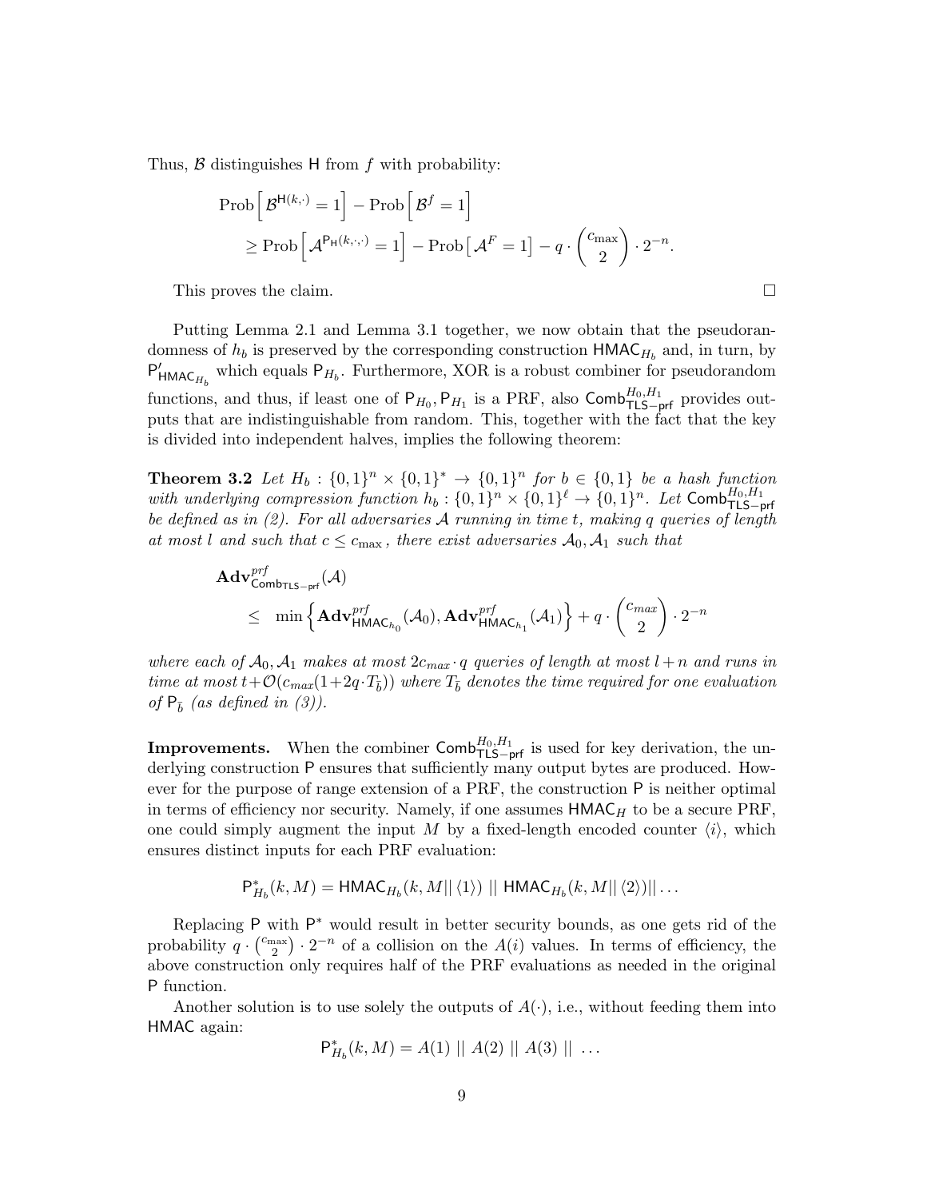Thus, $\mathcal{B}$ distinguishes $\mathsf{H}$ from $f$ with probability:

$$\begin{aligned}
&\text{Prob}\left[\mathcal{B}^{\mathsf{H}(k,\cdot)} = 1\right] - \text{Prob}\left[\mathcal{B}^{f} = 1\right] \\
&\quad \geq \text{Prob}\left[\mathcal{A}^{\mathsf{P}_{\mathsf{H}}(k,\cdot,\cdot)} = 1\right] - \text{Prob}\left[\mathcal{A}^{F} = 1\right] - q \cdot \binom{c_{\max}}{2} \cdot 2^{-n}.
\end{aligned}$$

This proves the claim. □

Putting Lemma 2.1 and Lemma 3.1 together, we now obtain that the pseudorandomness of $h_b$ is preserved by the corresponding construction $\mathsf{HMAC}_{H_b}$ and, in turn, by $\mathsf{P}'_{\mathsf{HMAC}_{H_b}}$ which equals $\mathsf{P}_{H_b}$. Furthermore, XOR is a robust combiner for pseudorandom functions, and thus, if least one of $\mathsf{P}_{H_0}, \mathsf{P}_{H_1}$ is a PRF, also $\mathsf{Comb}^{H_0,H_1}_{\mathsf{TLS-prf}}$ provides outputs that are indistinguishable from random. This, together with the fact that the key is divided into independent halves, implies the following theorem:

**Theorem 3.2** *Let $H_b : \{0,1\}^n \times \{0,1\}^* \to \{0,1\}^n$ for $b \in \{0,1\}$ be a hash function with underlying compression function $h_b : \{0,1\}^n \times \{0,1\}^\ell \to \{0,1\}^n$. Let $\mathsf{Comb}^{H_0,H_1}_{\mathsf{TLS-prf}}$ be defined as in (2). For all adversaries $\mathcal{A}$ running in time $t$, making $q$ queries of length at most $l$ and such that $c \leq c_{\max}$, there exist adversaries $\mathcal{A}_0, \mathcal{A}_1$ such that*

$$\begin{aligned}
&\mathbf{Adv}^{prf}_{\mathsf{Comb}_{\mathsf{TLS-prf}}}(\mathcal{A}) \\
&\quad \leq \min\left\{\mathbf{Adv}^{prf}_{\mathsf{HMAC}_{h_0}}(\mathcal{A}_0), \mathbf{Adv}^{prf}_{\mathsf{HMAC}_{h_1}}(\mathcal{A}_1)\right\} + q \cdot \binom{c_{max}}{2} \cdot 2^{-n}
\end{aligned}$$

*where each of $\mathcal{A}_0, \mathcal{A}_1$ makes at most $2c_{max} \cdot q$ queries of length at most $l + n$ and runs in time at most $t + \mathcal{O}(c_{max}(1 + 2q \cdot T_{\bar{b}}))$ where $T_{\bar{b}}$ denotes the time required for one evaluation of $\mathsf{P}_{\bar{b}}$ (as defined in (3)).*

**Improvements.** When the combiner $\mathsf{Comb}^{H_0,H_1}_{\mathsf{TLS-prf}}$ is used for key derivation, the underlying construction $\mathsf{P}$ ensures that sufficiently many output bytes are produced. However for the purpose of range extension of a PRF, the construction $\mathsf{P}$ is neither optimal in terms of efficiency nor security. Namely, if one assumes $\mathsf{HMAC}_H$ to be a secure PRF, one could simply augment the input $M$ by a fixed-length encoded counter $\langle i \rangle$, which ensures distinct inputs for each PRF evaluation:

$$\mathsf{P}^*_{H_b}(k, M) = \mathsf{HMAC}_{H_b}(k, M || \langle 1 \rangle) \; || \; \mathsf{HMAC}_{H_b}(k, M || \langle 2 \rangle) || \ldots$$

Replacing $\mathsf{P}$ with $\mathsf{P}^*$ would result in better security bounds, as one gets rid of the probability $q \cdot \binom{c_{\max}}{2} \cdot 2^{-n}$ of a collision on the $A(i)$ values. In terms of efficiency, the above construction only requires half of the PRF evaluations as needed in the original $\mathsf{P}$ function.

Another solution is to use solely the outputs of $A(\cdot)$, i.e., without feeding them into $\mathsf{HMAC}$ again:

$$\mathsf{P}^*_{H_b}(k, M) = A(1) \; || \; A(2) \; || \; A(3) \; || \; \ldots$$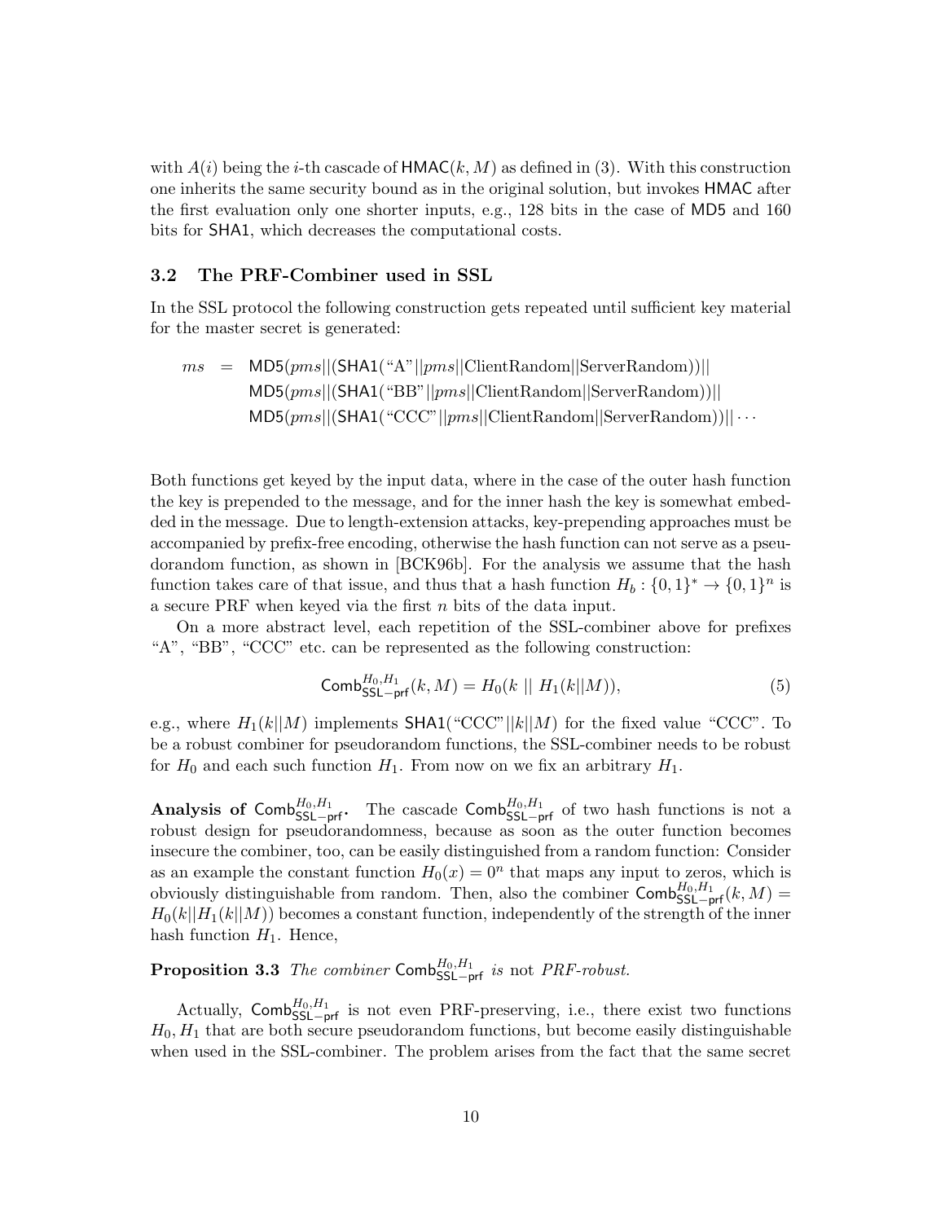with $A(i)$ being the $i$-th cascade of $\mathsf{HMAC}(k, M)$ as defined in (3). With this construction one inherits the same security bound as in the original solution, but invokes HMAC after the first evaluation only one shorter inputs, e.g., 128 bits in the case of MD5 and 160 bits for SHA1, which decreases the computational costs.

### 3.2 The PRF-Combiner used in SSL

In the SSL protocol the following construction gets repeated until sufficient key material for the master secret is generated:

$$
\begin{aligned}
ms \;=\; & \mathsf{MD5}(pms||(\mathsf{SHA1}(\text{“A”}||pms||\text{ClientRandom}||\text{ServerRandom}))|| \\
& \mathsf{MD5}(pms||(\mathsf{SHA1}(\text{“BB”}||pms||\text{ClientRandom}||\text{ServerRandom}))|| \\
& \mathsf{MD5}(pms||(\mathsf{SHA1}(\text{“CCC”}||pms||\text{ClientRandom}||\text{ServerRandom}))||\cdots
\end{aligned}
$$

Both functions get keyed by the input data, where in the case of the outer hash function the key is prepended to the message, and for the inner hash the key is somewhat embedded in the message. Due to length-extension attacks, key-prepending approaches must be accompanied by prefix-free encoding, otherwise the hash function can not serve as a pseudorandom function, as shown in [BCK96b]. For the analysis we assume that the hash function takes care of that issue, and thus that a hash function $H_b : \{0,1\}^* \to \{0,1\}^n$ is a secure PRF when keyed via the first $n$ bits of the data input.

On a more abstract level, each repetition of the SSL-combiner above for prefixes “A”, “BB”, “CCC” etc. can be represented as the following construction:

$$
\mathsf{Comb}^{H_0,H_1}_{\mathsf{SSL-prf}}(k, M) = H_0(k \;||\; H_1(k||M)), \tag{5}
$$

e.g., where $H_1(k||M)$ implements $\mathsf{SHA1}(\text{“CCC”}||k||M)$ for the fixed value “CCC”. To be a robust combiner for pseudorandom functions, the SSL-combiner needs to be robust for $H_0$ and each such function $H_1$. From now on we fix an arbitrary $H_1$.

**Analysis of $\mathsf{Comb}^{H_0,H_1}_{\mathsf{SSL-prf}}$.** The cascade $\mathsf{Comb}^{H_0,H_1}_{\mathsf{SSL-prf}}$ of two hash functions is not a robust design for pseudorandomness, because as soon as the outer function becomes insecure the combiner, too, can be easily distinguished from a random function: Consider as an example the constant function $H_0(x) = 0^n$ that maps any input to zeros, which is obviously distinguishable from random. Then, also the combiner $\mathsf{Comb}^{H_0,H_1}_{\mathsf{SSL-prf}}(k, M) = H_0(k||H_1(k||M))$ becomes a constant function, independently of the strength of the inner hash function $H_1$. Hence,

**Proposition 3.3** *The combiner $\mathsf{Comb}^{H_0,H_1}_{\mathsf{SSL-prf}}$ is* not *PRF-robust.*

Actually, $\mathsf{Comb}^{H_0,H_1}_{\mathsf{SSL-prf}}$ is not even PRF-preserving, i.e., there exist two functions $H_0, H_1$ that are both secure pseudorandom functions, but become easily distinguishable when used in the SSL-combiner. The problem arises from the fact that the same secret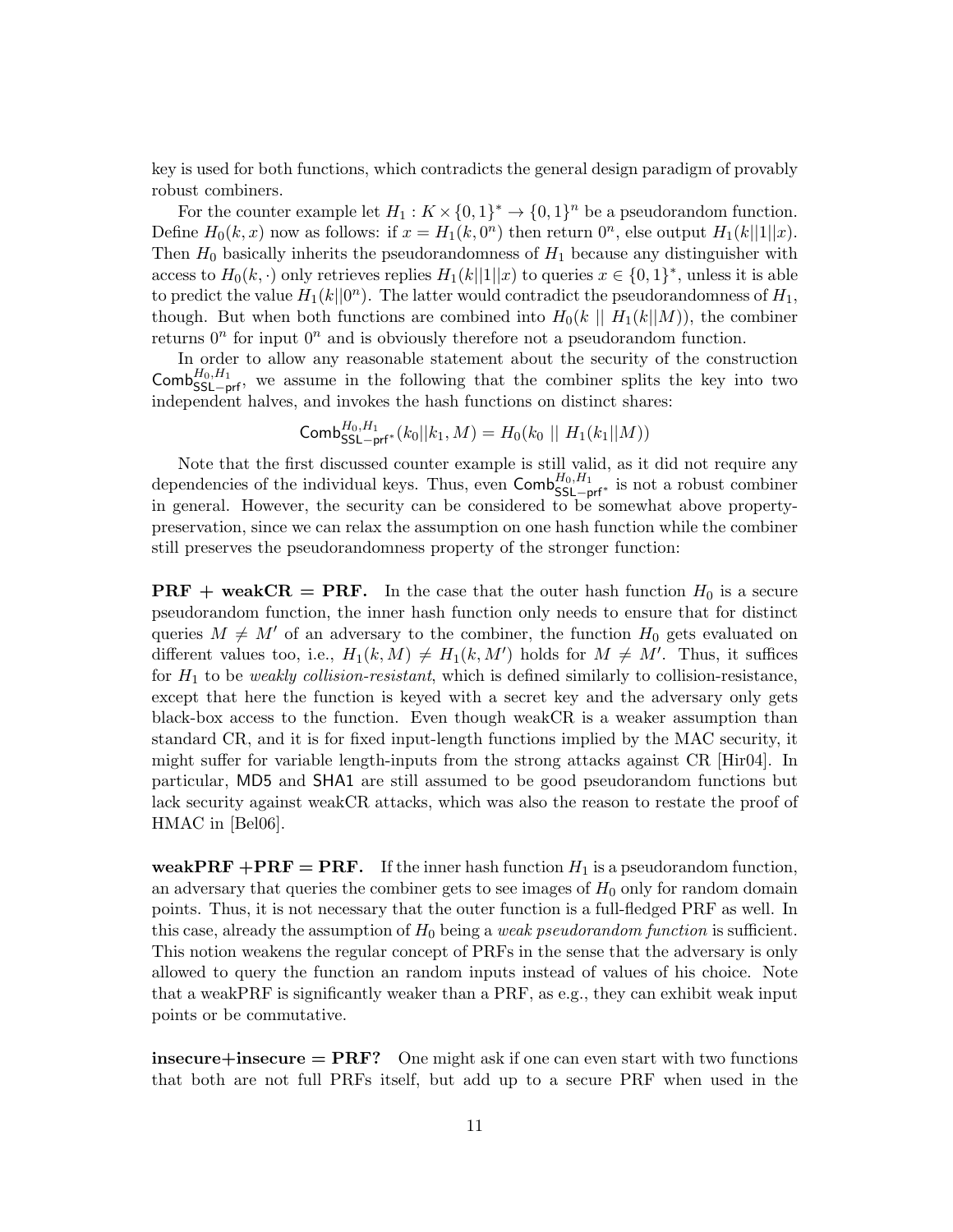key is used for both functions, which contradicts the general design paradigm of provably robust combiners.

For the counter example let $H_1 : K \times \{0,1\}^* \rightarrow \{0,1\}^n$ be a pseudorandom function. Define $H_0(k, x)$ now as follows: if $x = H_1(k, 0^n)$ then return $0^n$, else output $H_1(k||1||x)$. Then $H_0$ basically inherits the pseudorandomness of $H_1$ because any distinguisher with access to $H_0(k, \cdot)$ only retrieves replies $H_1(k||1||x)$ to queries $x \in \{0,1\}^*$, unless it is able to predict the value $H_1(k||0^n)$. The latter would contradict the pseudorandomness of $H_1$, though. But when both functions are combined into $H_0(k \mid\mid H_1(k||M))$, the combiner returns $0^n$ for input $0^n$ and is obviously therefore not a pseudorandom function.

In order to allow any reasonable statement about the security of the construction $\mathsf{Comb}^{H_0,H_1}_{\mathsf{SSL-prf}}$, we assume in the following that the combiner splits the key into two independent halves, and invokes the hash functions on distinct shares:

$$\mathsf{Comb}^{H_0,H_1}_{\mathsf{SSL-prf^*}}(k_0||k_1, M) = H_0(k_0 \mid\mid H_1(k_1||M))$$

Note that the first discussed counter example is still valid, as it did not require any dependencies of the individual keys. Thus, even $\mathsf{Comb}^{H_0,H_1}_{\mathsf{SSL-prf^*}}$ is not a robust combiner in general. However, the security can be considered to be somewhat above property-preservation, since we can relax the assumption on one hash function while the combiner still preserves the pseudorandomness property of the stronger function:

**PRF + weakCR = PRF.** In the case that the outer hash function $H_0$ is a secure pseudorandom function, the inner hash function only needs to ensure that for distinct queries $M \neq M'$ of an adversary to the combiner, the function $H_0$ gets evaluated on different values too, i.e., $H_1(k, M) \neq H_1(k, M')$ holds for $M \neq M'$. Thus, it suffices for $H_1$ to be *weakly collision-resistant*, which is defined similarly to collision-resistance, except that here the function is keyed with a secret key and the adversary only gets black-box access to the function. Even though weakCR is a weaker assumption than standard CR, and it is for fixed input-length functions implied by the MAC security, it might suffer for variable length-inputs from the strong attacks against CR [Hir04]. In particular, MD5 and SHA1 are still assumed to be good pseudorandom functions but lack security against weakCR attacks, which was also the reason to restate the proof of HMAC in [Bel06].

**weakPRF +PRF = PRF.** If the inner hash function $H_1$ is a pseudorandom function, an adversary that queries the combiner gets to see images of $H_0$ only for random domain points. Thus, it is not necessary that the outer function is a full-fledged PRF as well. In this case, already the assumption of $H_0$ being a *weak pseudorandom function* is sufficient. This notion weakens the regular concept of PRFs in the sense that the adversary is only allowed to query the function an random inputs instead of values of his choice. Note that a weakPRF is significantly weaker than a PRF, as e.g., they can exhibit weak input points or be commutative.

**insecure+insecure = PRF?** One might ask if one can even start with two functions that both are not full PRFs itself, but add up to a secure PRF when used in the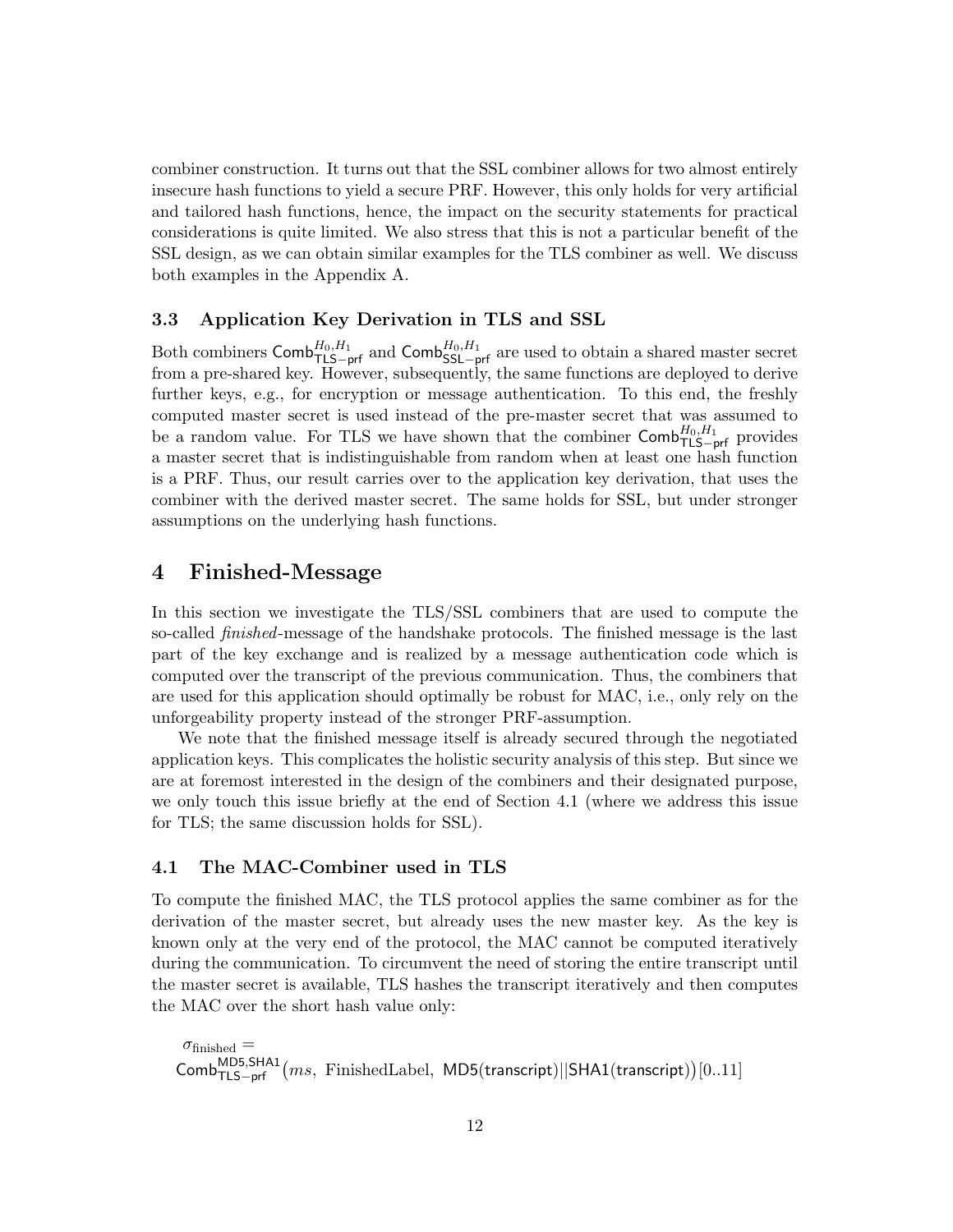combiner construction. It turns out that the SSL combiner allows for two almost entirely insecure hash functions to yield a secure PRF. However, this only holds for very artificial and tailored hash functions, hence, the impact on the security statements for practical considerations is quite limited. We also stress that this is not a particular benefit of the SSL design, as we can obtain similar examples for the TLS combiner as well. We discuss both examples in the Appendix A.

### 3.3 Application Key Derivation in TLS and SSL

Both combiners $\mathsf{Comb}^{H_0,H_1}_{\mathsf{TLS-prf}}$ and $\mathsf{Comb}^{H_0,H_1}_{\mathsf{SSL-prf}}$ are used to obtain a shared master secret from a pre-shared key. However, subsequently, the same functions are deployed to derive further keys, e.g., for encryption or message authentication. To this end, the freshly computed master secret is used instead of the pre-master secret that was assumed to be a random value. For TLS we have shown that the combiner $\mathsf{Comb}^{H_0,H_1}_{\mathsf{TLS-prf}}$ provides a master secret that is indistinguishable from random when at least one hash function is a PRF. Thus, our result carries over to the application key derivation, that uses the combiner with the derived master secret. The same holds for SSL, but under stronger assumptions on the underlying hash functions.

## 4 Finished-Message

In this section we investigate the TLS/SSL combiners that are used to compute the so-called *finished*-message of the handshake protocols. The finished message is the last part of the key exchange and is realized by a message authentication code which is computed over the transcript of the previous communication. Thus, the combiners that are used for this application should optimally be robust for MAC, i.e., only rely on the unforgeability property instead of the stronger PRF-assumption.

We note that the finished message itself is already secured through the negotiated application keys. This complicates the holistic security analysis of this step. But since we are at foremost interested in the design of the combiners and their designated purpose, we only touch this issue briefly at the end of Section 4.1 (where we address this issue for TLS; the same discussion holds for SSL).

### 4.1 The MAC-Combiner used in TLS

To compute the finished MAC, the TLS protocol applies the same combiner as for the derivation of the master secret, but already uses the new master key. As the key is known only at the very end of the protocol, the MAC cannot be computed iteratively during the communication. To circumvent the need of storing the entire transcript until the master secret is available, TLS hashes the transcript iteratively and then computes the MAC over the short hash value only:

$$\sigma_{\text{finished}} = \mathsf{Comb}^{\mathsf{MD5},\mathsf{SHA1}}_{\mathsf{TLS-prf}}\big(ms,\ \text{FinishedLabel},\ \mathsf{MD5}(\mathsf{transcript})||\mathsf{SHA1}(\mathsf{transcript})\big)[0..11]$$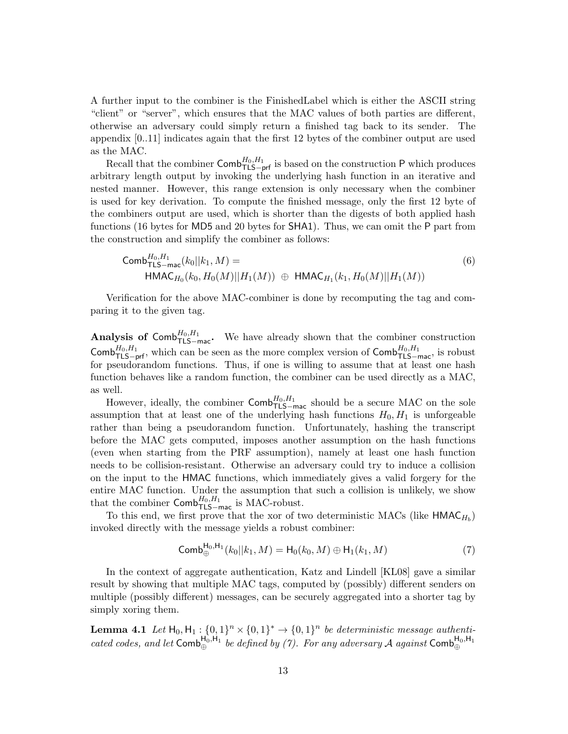A further input to the combiner is the FinishedLabel which is either the ASCII string "client" or "server", which ensures that the MAC values of both parties are different, otherwise an adversary could simply return a finished tag back to its sender. The appendix [0..11] indicates again that the first 12 bytes of the combiner output are used as the MAC.

Recall that the combiner $\mathsf{Comb}^{H_0,H_1}_{\mathsf{TLS-prf}}$ is based on the construction $\mathsf{P}$ which produces arbitrary length output by invoking the underlying hash function in an iterative and nested manner. However, this range extension is only necessary when the combiner is used for key derivation. To compute the finished message, only the first 12 byte of the combiners output are used, which is shorter than the digests of both applied hash functions (16 bytes for $\mathsf{MD5}$ and 20 bytes for $\mathsf{SHA1}$). Thus, we can omit the $\mathsf{P}$ part from the construction and simplify the combiner as follows:

$$\begin{aligned} &\mathsf{Comb}^{H_0,H_1}_{\mathsf{TLS-mac}}(k_0||k_1, M) = \\ &\quad \mathsf{HMAC}_{H_0}(k_0, H_0(M)||H_1(M)) \ \oplus \ \mathsf{HMAC}_{H_1}(k_1, H_0(M)||H_1(M)) \end{aligned} \tag{6}$$

Verification for the above MAC-combiner is done by recomputing the tag and comparing it to the given tag.

**Analysis of $\mathsf{Comb}^{H_0,H_1}_{\mathsf{TLS-mac}}$.** We have already shown that the combiner construction $\mathsf{Comb}^{H_0,H_1}_{\mathsf{TLS-prf}}$, which can be seen as the more complex version of $\mathsf{Comb}^{H_0,H_1}_{\mathsf{TLS-mac}}$, is robust for pseudorandom functions. Thus, if one is willing to assume that at least one hash function behaves like a random function, the combiner can be used directly as a MAC, as well.

However, ideally, the combiner $\mathsf{Comb}^{H_0,H_1}_{\mathsf{TLS-mac}}$ should be a secure MAC on the sole assumption that at least one of the underlying hash functions $H_0, H_1$ is unforgeable rather than being a pseudorandom function. Unfortunately, hashing the transcript before the MAC gets computed, imposes another assumption on the hash functions (even when starting from the PRF assumption), namely at least one hash function needs to be collision-resistant. Otherwise an adversary could try to induce a collision on the input to the $\mathsf{HMAC}$ functions, which immediately gives a valid forgery for the entire MAC function. Under the assumption that such a collision is unlikely, we show that the combiner $\mathsf{Comb}^{H_0,H_1}_{\mathsf{TLS-mac}}$ is MAC-robust.

To this end, we first prove that the xor of two deterministic MACs (like $\mathsf{HMAC}_{H_b}$) invoked directly with the message yields a robust combiner:

$$\mathsf{Comb}^{\mathsf{H}_0,\mathsf{H}_1}_{\oplus}(k_0||k_1, M) = \mathsf{H}_0(k_0, M) \oplus \mathsf{H}_1(k_1, M) \tag{7}$$

In the context of aggregate authentication, Katz and Lindell [KL08] gave a similar result by showing that multiple MAC tags, computed by (possibly) different senders on multiple (possibly different) messages, can be securely aggregated into a shorter tag by simply xoring them.

**Lemma 4.1** *Let $\mathsf{H}_0, \mathsf{H}_1 : \{0,1\}^n \times \{0,1\}^* \to \{0,1\}^n$ be deterministic message authenticated codes, and let $\mathsf{Comb}^{\mathsf{H}_0,\mathsf{H}_1}_{\oplus}$ be defined by (7). For any adversary $\mathcal{A}$ against $\mathsf{Comb}^{\mathsf{H}_0,\mathsf{H}_1}_{\oplus}$*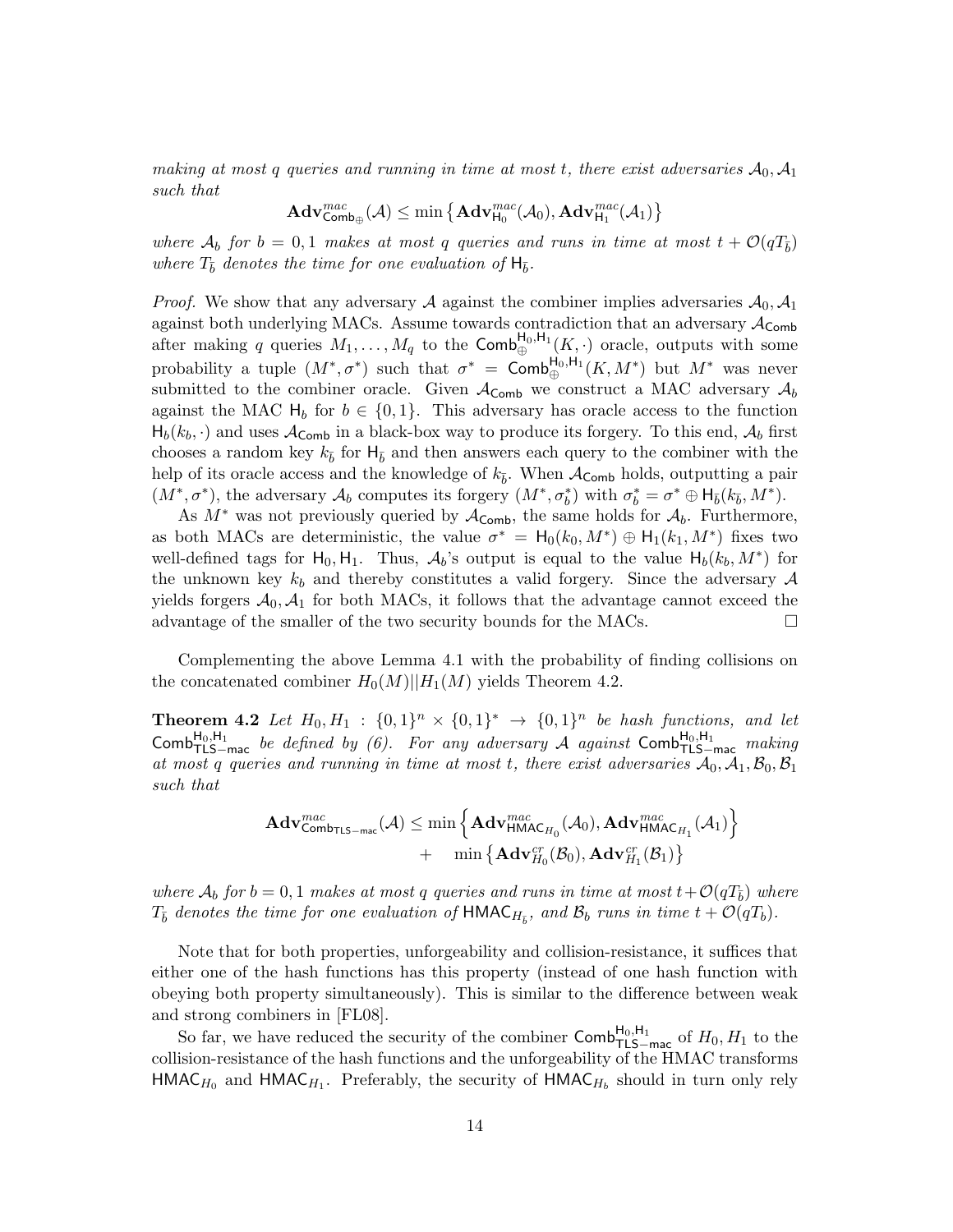*making at most $q$ queries and running in time at most $t$, there exist adversaries $\mathcal{A}_0, \mathcal{A}_1$ such that*

$$\mathbf{Adv}^{mac}_{\mathsf{Comb}_\oplus}(\mathcal{A}) \leq \min\left\{\mathbf{Adv}^{mac}_{\mathsf{H}_0}(\mathcal{A}_0), \mathbf{Adv}^{mac}_{\mathsf{H}_1}(\mathcal{A}_1)\right\}$$

*where $\mathcal{A}_b$ for $b = 0, 1$ makes at most $q$ queries and runs in time at most $t + \mathcal{O}(qT_{\bar{b}})$ where $T_{\bar{b}}$ denotes the time for one evaluation of $\mathsf{H}_{\bar{b}}$.*

*Proof.* We show that any adversary $\mathcal{A}$ against the combiner implies adversaries $\mathcal{A}_0, \mathcal{A}_1$ against both underlying MACs. Assume towards contradiction that an adversary $\mathcal{A}_{\mathsf{Comb}}$ after making $q$ queries $M_1, \ldots, M_q$ to the $\mathsf{Comb}^{\mathsf{H}_0,\mathsf{H}_1}_\oplus(K, \cdot)$ oracle, outputs with some probability a tuple $(M^*, \sigma^*)$ such that $\sigma^* = \mathsf{Comb}^{\mathsf{H}_0,\mathsf{H}_1}_\oplus(K, M^*)$ but $M^*$ was never submitted to the combiner oracle. Given $\mathcal{A}_{\mathsf{Comb}}$ we construct a MAC adversary $\mathcal{A}_b$ against the MAC $\mathsf{H}_b$ for $b \in \{0, 1\}$. This adversary has oracle access to the function $\mathsf{H}_b(k_b, \cdot)$ and uses $\mathcal{A}_{\mathsf{Comb}}$ in a black-box way to produce its forgery. To this end, $\mathcal{A}_b$ first chooses a random key $k_{\bar{b}}$ for $\mathsf{H}_{\bar{b}}$ and then answers each query to the combiner with the help of its oracle access and the knowledge of $k_{\bar{b}}$. When $\mathcal{A}_{\mathsf{Comb}}$ holds, outputting a pair $(M^*, \sigma^*)$, the adversary $\mathcal{A}_b$ computes its forgery $(M^*, \sigma^*_b)$ with $\sigma^*_b = \sigma^* \oplus \mathsf{H}_{\bar{b}}(k_{\bar{b}}, M^*)$.

As $M^*$ was not previously queried by $\mathcal{A}_{\mathsf{Comb}}$, the same holds for $\mathcal{A}_b$. Furthermore, as both MACs are deterministic, the value $\sigma^* = \mathsf{H}_0(k_0, M^*) \oplus \mathsf{H}_1(k_1, M^*)$ fixes two well-defined tags for $\mathsf{H}_0, \mathsf{H}_1$. Thus, $\mathcal{A}_b$'s output is equal to the value $\mathsf{H}_b(k_b, M^*)$ for the unknown key $k_b$ and thereby constitutes a valid forgery. Since the adversary $\mathcal{A}$ yields forgers $\mathcal{A}_0, \mathcal{A}_1$ for both MACs, it follows that the advantage cannot exceed the advantage of the smaller of the two security bounds for the MACs. □

Complementing the above Lemma 4.1 with the probability of finding collisions on the concatenated combiner $H_0(M)||H_1(M)$ yields Theorem 4.2.

**Theorem 4.2** *Let $H_0, H_1 : \{0,1\}^n \times \{0,1\}^* \to \{0,1\}^n$ be hash functions, and let $\mathsf{Comb}^{\mathsf{H}_0,\mathsf{H}_1}_{\mathsf{TLS-mac}}$ be defined by (6). For any adversary $\mathcal{A}$ against $\mathsf{Comb}^{\mathsf{H}_0,\mathsf{H}_1}_{\mathsf{TLS-mac}}$ making at most $q$ queries and running in time at most $t$, there exist adversaries $\mathcal{A}_0, \mathcal{A}_1, \mathcal{B}_0, \mathcal{B}_1$ such that*

$$\begin{aligned}\mathbf{Adv}^{mac}_{\mathsf{Comb}_{\mathsf{TLS-mac}}}(\mathcal{A}) \leq & \min\left\{\mathbf{Adv}^{mac}_{\mathsf{HMAC}_{H_0}}(\mathcal{A}_0), \mathbf{Adv}^{mac}_{\mathsf{HMAC}_{H_1}}(\mathcal{A}_1)\right\} \\ & + \quad \min\left\{\mathbf{Adv}^{cr}_{H_0}(\mathcal{B}_0), \mathbf{Adv}^{cr}_{H_1}(\mathcal{B}_1)\right\}\end{aligned}$$

*where $\mathcal{A}_b$ for $b = 0, 1$ makes at most $q$ queries and runs in time at most $t + \mathcal{O}(qT_{\bar{b}})$ where $T_{\bar{b}}$ denotes the time for one evaluation of $\mathsf{HMAC}_{H_{\bar{b}}}$, and $\mathcal{B}_b$ runs in time $t + \mathcal{O}(qT_b)$.*

Note that for both properties, unforgeability and collision-resistance, it suffices that either one of the hash functions has this property (instead of one hash function with obeying both property simultaneously). This is similar to the difference between weak and strong combiners in [FL08].

So far, we have reduced the security of the combiner $\mathsf{Comb}^{\mathsf{H}_0,\mathsf{H}_1}_{\mathsf{TLS-mac}}$ of $H_0, H_1$ to the collision-resistance of the hash functions and the unforgeability of the HMAC transforms $\mathsf{HMAC}_{H_0}$ and $\mathsf{HMAC}_{H_1}$. Preferably, the security of $\mathsf{HMAC}_{H_b}$ should in turn only rely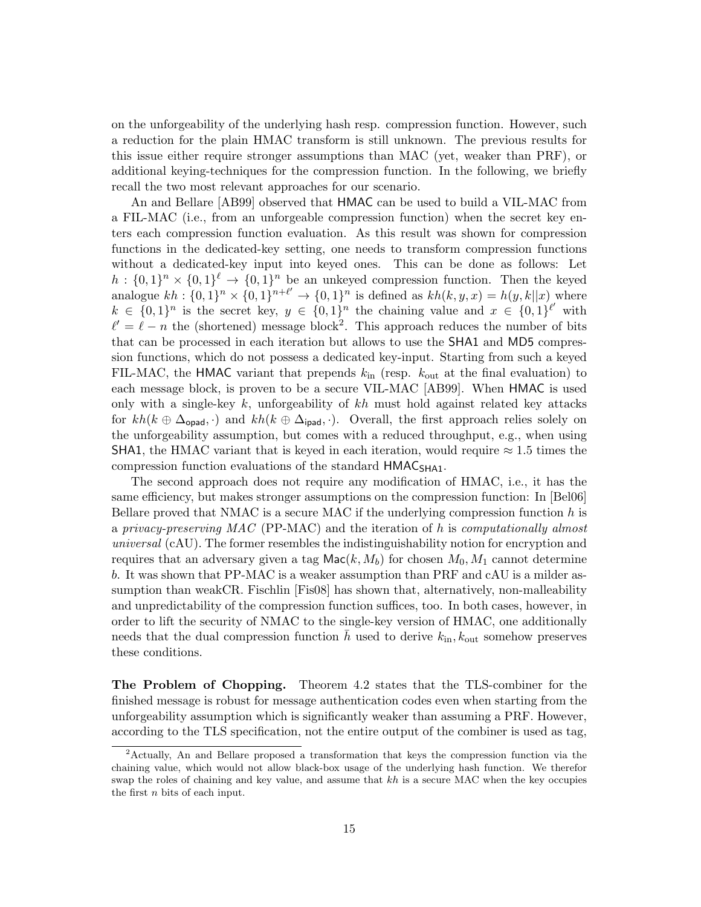on the unforgeability of the underlying hash resp. compression function. However, such a reduction for the plain HMAC transform is still unknown. The previous results for this issue either require stronger assumptions than MAC (yet, weaker than PRF), or additional keying-techniques for the compression function. In the following, we briefly recall the two most relevant approaches for our scenario.

An and Bellare [AB99] observed that HMAC can be used to build a VIL-MAC from a FIL-MAC (i.e., from an unforgeable compression function) when the secret key enters each compression function evaluation. As this result was shown for compression functions in the dedicated-key setting, one needs to transform compression functions without a dedicated-key input into keyed ones. This can be done as follows: Let $h : \{0,1\}^n \times \{0,1\}^\ell \rightarrow \{0,1\}^n$ be an unkeyed compression function. Then the keyed analogue $kh : \{0,1\}^n \times \{0,1\}^{n+\ell'} \rightarrow \{0,1\}^n$ is defined as $kh(k, y, x) = h(y, k||x)$ where $k \in \{0,1\}^n$ is the secret key, $y \in \{0,1\}^n$ the chaining value and $x \in \{0,1\}^{\ell'}$ with $\ell' = \ell - n$ the (shortened) message block[2]. This approach reduces the number of bits that can be processed in each iteration but allows to use the SHA1 and MD5 compression functions, which do not possess a dedicated key-input. Starting from such a keyed FIL-MAC, the HMAC variant that prepends $k_{\text{in}}$ (resp. $k_{\text{out}}$ at the final evaluation) to each message block, is proven to be a secure VIL-MAC [AB99]. When HMAC is used only with a single-key $k$, unforgeability of $kh$ must hold against related key attacks for $kh(k \oplus \Delta_{\mathsf{opad}}, \cdot)$ and $kh(k \oplus \Delta_{\mathsf{ipad}}, \cdot)$. Overall, the first approach relies solely on the unforgeability assumption, but comes with a reduced throughput, e.g., when using SHA1, the HMAC variant that is keyed in each iteration, would require $\approx 1.5$ times the compression function evaluations of the standard $\mathsf{HMAC}_{\mathsf{SHA1}}$.

The second approach does not require any modification of HMAC, i.e., it has the same efficiency, but makes stronger assumptions on the compression function: In [Bel06] Bellare proved that NMAC is a secure MAC if the underlying compression function $h$ is a *privacy-preserving MAC* (PP-MAC) and the iteration of $h$ is *computationally almost universal* (cAU). The former resembles the indistinguishability notion for encryption and requires that an adversary given a tag $\mathsf{Mac}(k, M_b)$ for chosen $M_0, M_1$ cannot determine $b$. It was shown that PP-MAC is a weaker assumption than PRF and cAU is a milder assumption than weakCR. Fischlin [Fis08] has shown that, alternatively, non-malleability and unpredictability of the compression function suffices, too. In both cases, however, in order to lift the security of NMAC to the single-key version of HMAC, one additionally needs that the dual compression function $\bar{h}$ used to derive $k_{\text{in}}, k_{\text{out}}$ somehow preserves these conditions.

**The Problem of Chopping.** Theorem 4.2 states that the TLS-combiner for the finished message is robust for message authentication codes even when starting from the unforgeability assumption which is significantly weaker than assuming a PRF. However, according to the TLS specification, not the entire output of the combiner is used as tag,

[2]Actually, An and Bellare proposed a transformation that keys the compression function via the chaining value, which would not allow black-box usage of the underlying hash function. We therefor swap the roles of chaining and key value, and assume that $kh$ is a secure MAC when the key occupies the first $n$ bits of each input.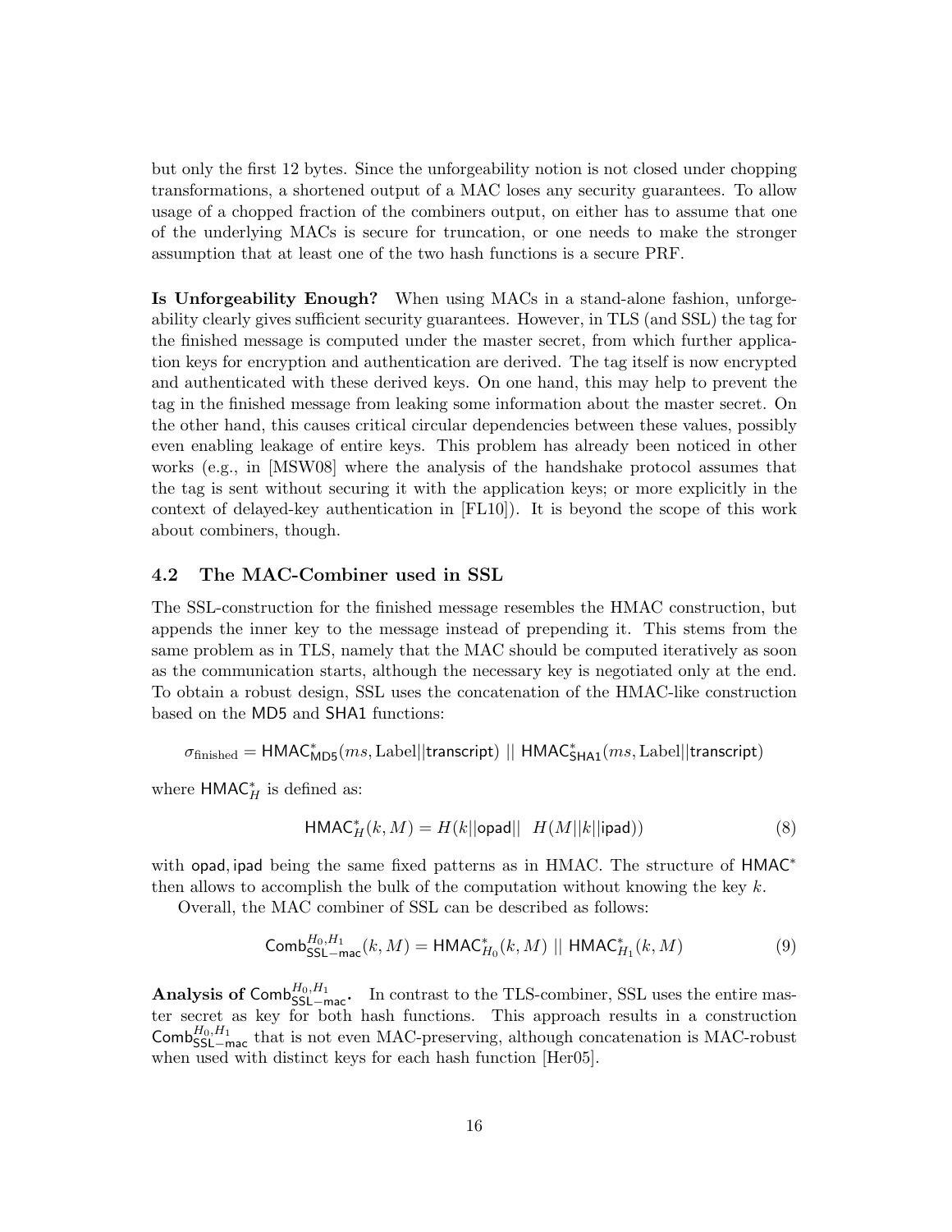but only the first 12 bytes. Since the unforgeability notion is not closed under chopping transformations, a shortened output of a MAC loses any security guarantees. To allow usage of a chopped fraction of the combiners output, on either has to assume that one of the underlying MACs is secure for truncation, or one needs to make the stronger assumption that at least one of the two hash functions is a secure PRF.

**Is Unforgeability Enough?** When using MACs in a stand-alone fashion, unforgeability clearly gives sufficient security guarantees. However, in TLS (and SSL) the tag for the finished message is computed under the master secret, from which further application keys for encryption and authentication are derived. The tag itself is now encrypted and authenticated with these derived keys. On one hand, this may help to prevent the tag in the finished message from leaking some information about the master secret. On the other hand, this causes critical circular dependencies between these values, possibly even enabling leakage of entire keys. This problem has already been noticed in other works (e.g., in [MSW08] where the analysis of the handshake protocol assumes that the tag is sent without securing it with the application keys; or more explicitly in the context of delayed-key authentication in [FL10]). It is beyond the scope of this work about combiners, though.

### 4.2 The MAC-Combiner used in SSL

The SSL-construction for the finished message resembles the HMAC construction, but appends the inner key to the message instead of prepending it. This stems from the same problem as in TLS, namely that the MAC should be computed iteratively as soon as the communication starts, although the necessary key is negotiated only at the end. To obtain a robust design, SSL uses the concatenation of the HMAC-like construction based on the MD5 and SHA1 functions:

$$\sigma_{\text{finished}} = \mathsf{HMAC}^*_{\mathsf{MD5}}(ms, \text{Label}||\mathsf{transcript}) \mid\mid \mathsf{HMAC}^*_{\mathsf{SHA1}}(ms, \text{Label}||\mathsf{transcript})$$

where $\mathsf{HMAC}^*_H$ is defined as:

$$\mathsf{HMAC}^*_H(k, M) = H(k||\mathsf{opad}|| \;\; H(M||k||\mathsf{ipad})) \tag{8}$$

with $\mathsf{opad}, \mathsf{ipad}$ being the same fixed patterns as in HMAC. The structure of $\mathsf{HMAC}^*$ then allows to accomplish the bulk of the computation without knowing the key $k$.

Overall, the MAC combiner of SSL can be described as follows:

$$\mathsf{Comb}^{H_0,H_1}_{\mathsf{SSL-mac}}(k, M) = \mathsf{HMAC}^*_{H_0}(k, M) \mid\mid \mathsf{HMAC}^*_{H_1}(k, M) \tag{9}$$

**Analysis of $\mathsf{Comb}^{H_0,H_1}_{\mathsf{SSL-mac}}$.** In contrast to the TLS-combiner, SSL uses the entire master secret as key for both hash functions. This approach results in a construction $\mathsf{Comb}^{H_0,H_1}_{\mathsf{SSL-mac}}$ that is not even MAC-preserving, although concatenation is MAC-robust when used with distinct keys for each hash function [Her05].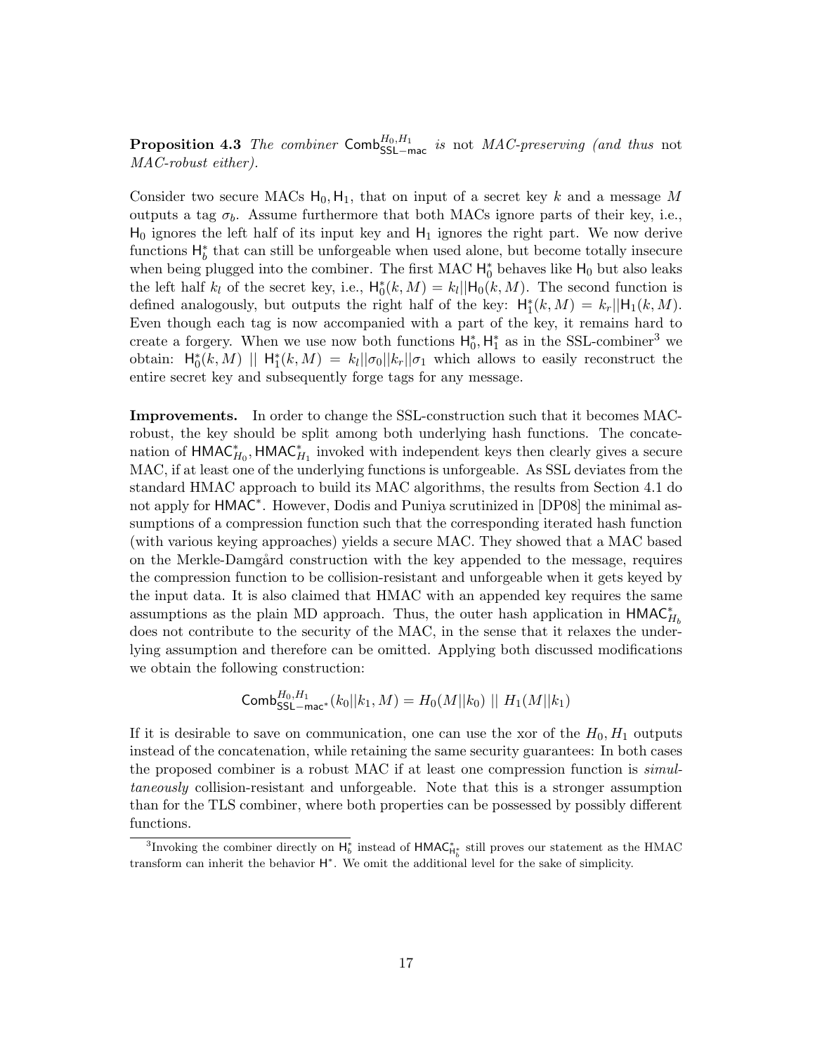**Proposition 4.3** *The combiner* $\mathsf{Comb}^{H_0,H_1}_{\mathsf{SSL-mac}}$ *is* not *MAC-preserving (and thus* not *MAC-robust either).*

Consider two secure MACs $\mathsf{H}_0, \mathsf{H}_1$, that on input of a secret key $k$ and a message $M$ outputs a tag $\sigma_b$. Assume furthermore that both MACs ignore parts of their key, i.e., $\mathsf{H}_0$ ignores the left half of its input key and $\mathsf{H}_1$ ignores the right part. We now derive functions $\mathsf{H}^*_b$ that can still be unforgeable when used alone, but become totally insecure when being plugged into the combiner. The first MAC $\mathsf{H}^*_0$ behaves like $\mathsf{H}_0$ but also leaks the left half $k_l$ of the secret key, i.e., $\mathsf{H}^*_0(k, M) = k_l||\mathsf{H}_0(k, M)$. The second function is defined analogously, but outputs the right half of the key: $\mathsf{H}^*_1(k, M) = k_r||\mathsf{H}_1(k, M)$. Even though each tag is now accompanied with a part of the key, it remains hard to create a forgery. When we use now both functions $\mathsf{H}^*_0, \mathsf{H}^*_1$ as in the SSL-combiner[3] we obtain: $\mathsf{H}^*_0(k, M) \; || \; \mathsf{H}^*_1(k, M) = k_l||\sigma_0||k_r||\sigma_1$ which allows to easily reconstruct the entire secret key and subsequently forge tags for any message.

**Improvements.** In order to change the SSL-construction such that it becomes MAC-robust, the key should be split among both underlying hash functions. The concatenation of $\mathsf{HMAC}^*_{H_0}, \mathsf{HMAC}^*_{H_1}$ invoked with independent keys then clearly gives a secure MAC, if at least one of the underlying functions is unforgeable. As SSL deviates from the standard HMAC approach to build its MAC algorithms, the results from Section 4.1 do not apply for $\mathsf{HMAC}^*$. However, Dodis and Puniya scrutinized in [DP08] the minimal assumptions of a compression function such that the corresponding iterated hash function (with various keying approaches) yields a secure MAC. They showed that a MAC based on the Merkle-Damgård construction with the key appended to the message, requires the compression function to be collision-resistant and unforgeable when it gets keyed by the input data. It is also claimed that HMAC with an appended key requires the same assumptions as the plain MD approach. Thus, the outer hash application in $\mathsf{HMAC}^*_{H_b}$ does not contribute to the security of the MAC, in the sense that it relaxes the underlying assumption and therefore can be omitted. Applying both discussed modifications we obtain the following construction:

$$\mathsf{Comb}^{H_0,H_1}_{\mathsf{SSL-mac}^*}(k_0||k_1, M) = H_0(M||k_0) \; || \; H_1(M||k_1)$$

If it is desirable to save on communication, one can use the xor of the $H_0, H_1$ outputs instead of the concatenation, while retaining the same security guarantees: In both cases the proposed combiner is a robust MAC if at least one compression function is *simultaneously* collision-resistant and unforgeable. Note that this is a stronger assumption than for the TLS combiner, where both properties can be possessed by possibly different functions.

[3]Invoking the combiner directly on $\mathsf{H}^*_b$ instead of $\mathsf{HMAC}^*_{\mathsf{H}^*_b}$ still proves our statement as the HMAC transform can inherit the behavior $\mathsf{H}^*$. We omit the additional level for the sake of simplicity.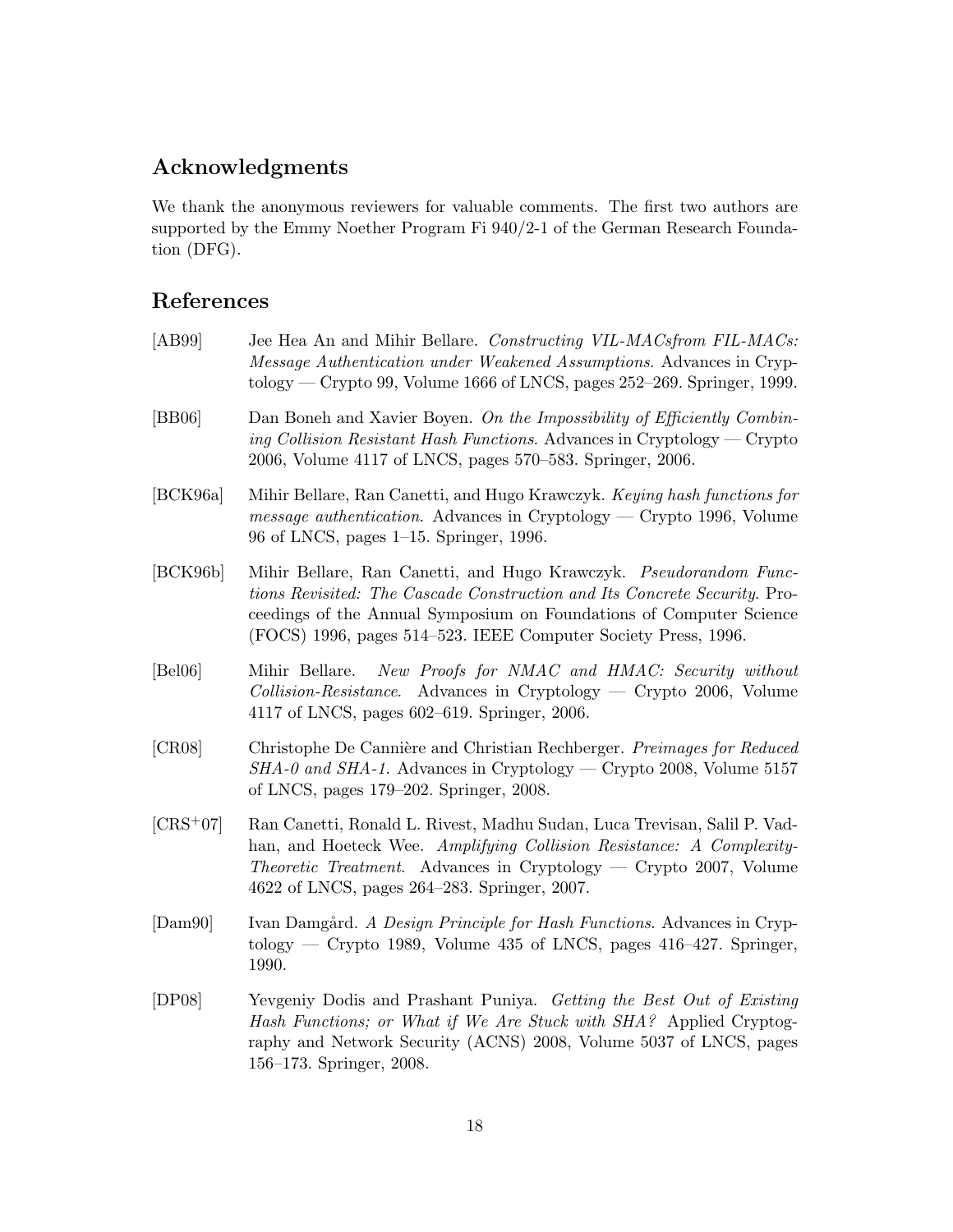## Acknowledgments

We thank the anonymous reviewers for valuable comments. The first two authors are supported by the Emmy Noether Program Fi 940/2-1 of the German Research Foundation (DFG).

## References

[AB99] Jee Hea An and Mihir Bellare. *Constructing VIL-MACsfrom FIL-MACs: Message Authentication under Weakened Assumptions*. Advances in Cryptology — Crypto 99, Volume 1666 of LNCS, pages 252–269. Springer, 1999.

[BB06] Dan Boneh and Xavier Boyen. *On the Impossibility of Efficiently Combining Collision Resistant Hash Functions*. Advances in Cryptology — Crypto 2006, Volume 4117 of LNCS, pages 570–583. Springer, 2006.

[BCK96a] Mihir Bellare, Ran Canetti, and Hugo Krawczyk. *Keying hash functions for message authentication*. Advances in Cryptology — Crypto 1996, Volume 96 of LNCS, pages 1–15. Springer, 1996.

[BCK96b] Mihir Bellare, Ran Canetti, and Hugo Krawczyk. *Pseudorandom Functions Revisited: The Cascade Construction and Its Concrete Security*. Proceedings of the Annual Symposium on Foundations of Computer Science (FOCS) 1996, pages 514–523. IEEE Computer Society Press, 1996.

[Bel06] Mihir Bellare. *New Proofs for NMAC and HMAC: Security without Collision-Resistance*. Advances in Cryptology — Crypto 2006, Volume 4117 of LNCS, pages 602–619. Springer, 2006.

[CR08] Christophe De Cannière and Christian Rechberger. *Preimages for Reduced SHA-0 and SHA-1*. Advances in Cryptology — Crypto 2008, Volume 5157 of LNCS, pages 179–202. Springer, 2008.

[CRS+07] Ran Canetti, Ronald L. Rivest, Madhu Sudan, Luca Trevisan, Salil P. Vadhan, and Hoeteck Wee. *Amplifying Collision Resistance: A Complexity-Theoretic Treatment*. Advances in Cryptology — Crypto 2007, Volume 4622 of LNCS, pages 264–283. Springer, 2007.

[Dam90] Ivan Damgård. *A Design Principle for Hash Functions*. Advances in Cryptology — Crypto 1989, Volume 435 of LNCS, pages 416–427. Springer, 1990.

[DP08] Yevgeniy Dodis and Prashant Puniya. *Getting the Best Out of Existing Hash Functions; or What if We Are Stuck with SHA?* Applied Cryptography and Network Security (ACNS) 2008, Volume 5037 of LNCS, pages 156–173. Springer, 2008.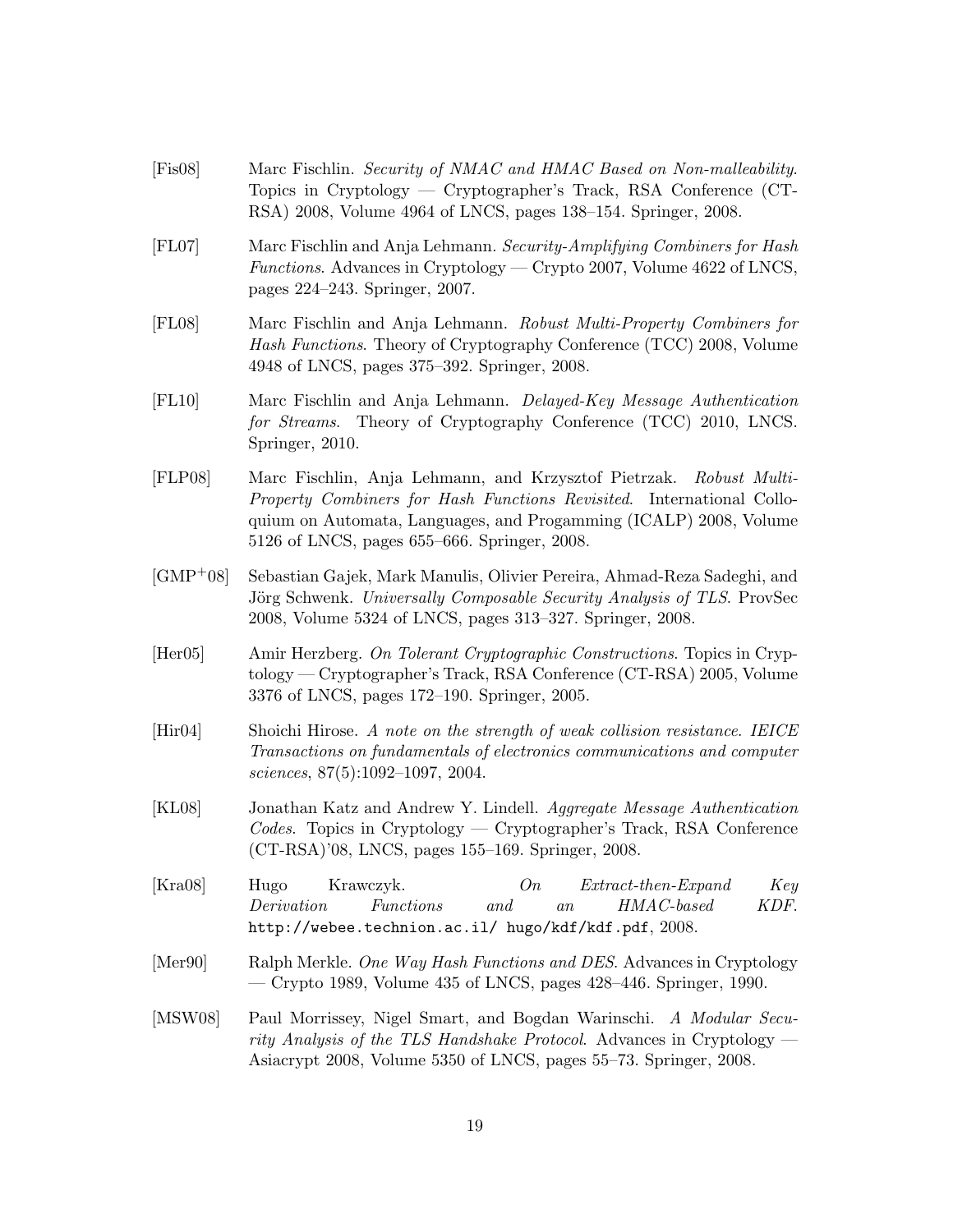[Fis08] Marc Fischlin. *Security of NMAC and HMAC Based on Non-malleability*. Topics in Cryptology — Cryptographer's Track, RSA Conference (CT-RSA) 2008, Volume 4964 of LNCS, pages 138–154. Springer, 2008.

[FL07] Marc Fischlin and Anja Lehmann. *Security-Amplifying Combiners for Hash Functions*. Advances in Cryptology — Crypto 2007, Volume 4622 of LNCS, pages 224–243. Springer, 2007.

[FL08] Marc Fischlin and Anja Lehmann. *Robust Multi-Property Combiners for Hash Functions*. Theory of Cryptography Conference (TCC) 2008, Volume 4948 of LNCS, pages 375–392. Springer, 2008.

[FL10] Marc Fischlin and Anja Lehmann. *Delayed-Key Message Authentication for Streams*. Theory of Cryptography Conference (TCC) 2010, LNCS. Springer, 2010.

[FLP08] Marc Fischlin, Anja Lehmann, and Krzysztof Pietrzak. *Robust Multi-Property Combiners for Hash Functions Revisited*. International Colloquium on Automata, Languages, and Progamming (ICALP) 2008, Volume 5126 of LNCS, pages 655–666. Springer, 2008.

[GMP+08] Sebastian Gajek, Mark Manulis, Olivier Pereira, Ahmad-Reza Sadeghi, and Jörg Schwenk. *Universally Composable Security Analysis of TLS*. ProvSec 2008, Volume 5324 of LNCS, pages 313–327. Springer, 2008.

[Her05] Amir Herzberg. *On Tolerant Cryptographic Constructions*. Topics in Cryptology — Cryptographer's Track, RSA Conference (CT-RSA) 2005, Volume 3376 of LNCS, pages 172–190. Springer, 2005.

[Hir04] Shoichi Hirose. *A note on the strength of weak collision resistance. IEICE Transactions on fundamentals of electronics communications and computer sciences*, 87(5):1092–1097, 2004.

[KL08] Jonathan Katz and Andrew Y. Lindell. *Aggregate Message Authentication Codes*. Topics in Cryptology — Cryptographer's Track, RSA Conference (CT-RSA)'08, LNCS, pages 155–169. Springer, 2008.

[Kra08] Hugo Krawczyk. *On Extract-then-Expand Key Derivation Functions and an HMAC-based KDF*. `http://webee.technion.ac.il/ hugo/kdf/kdf.pdf`, 2008.

[Mer90] Ralph Merkle. *One Way Hash Functions and DES*. Advances in Cryptology — Crypto 1989, Volume 435 of LNCS, pages 428–446. Springer, 1990.

[MSW08] Paul Morrissey, Nigel Smart, and Bogdan Warinschi. *A Modular Security Analysis of the TLS Handshake Protocol*. Advances in Cryptology — Asiacrypt 2008, Volume 5350 of LNCS, pages 55–73. Springer, 2008.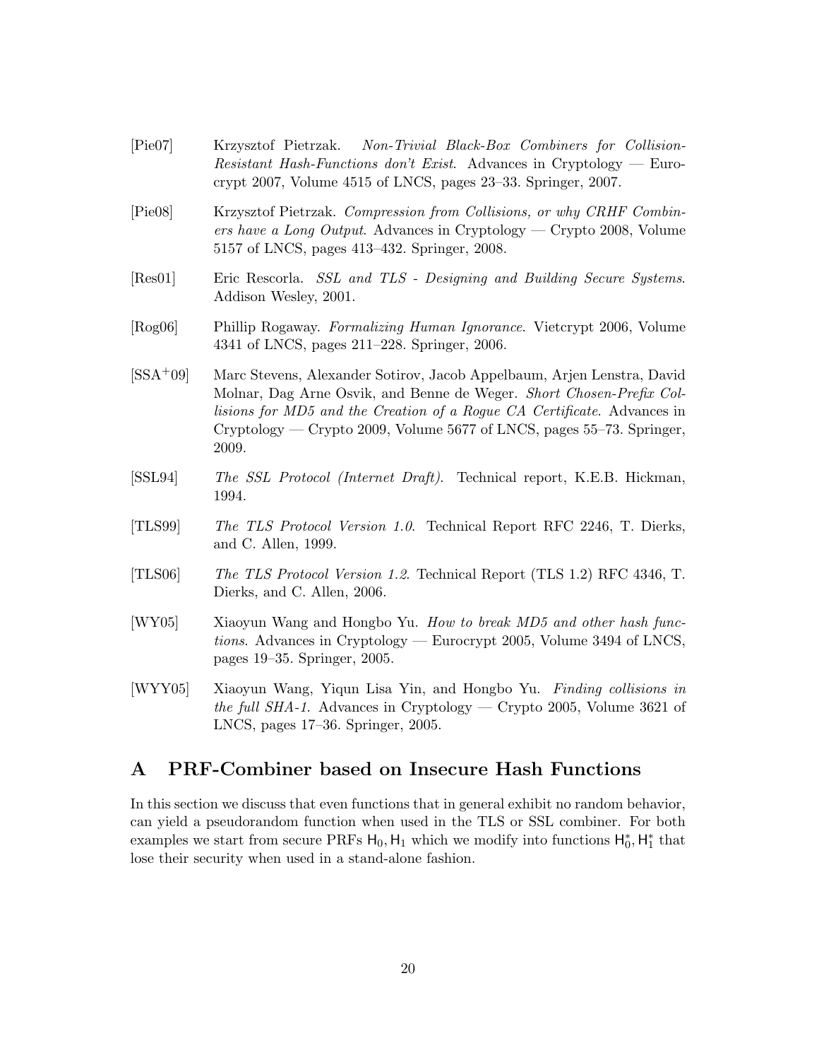[Pie07] Krzysztof Pietrzak. *Non-Trivial Black-Box Combiners for Collision-Resistant Hash-Functions don't Exist*. Advances in Cryptology — Eurocrypt 2007, Volume 4515 of LNCS, pages 23–33. Springer, 2007.

[Pie08] Krzysztof Pietrzak. *Compression from Collisions, or why CRHF Combiners have a Long Output*. Advances in Cryptology — Crypto 2008, Volume 5157 of LNCS, pages 413–432. Springer, 2008.

[Res01] Eric Rescorla. *SSL and TLS - Designing and Building Secure Systems*. Addison Wesley, 2001.

[Rog06] Phillip Rogaway. *Formalizing Human Ignorance*. Vietcrypt 2006, Volume 4341 of LNCS, pages 211–228. Springer, 2006.

[SSA+09] Marc Stevens, Alexander Sotirov, Jacob Appelbaum, Arjen Lenstra, David Molnar, Dag Arne Osvik, and Benne de Weger. *Short Chosen-Prefix Collisions for MD5 and the Creation of a Rogue CA Certificate*. Advances in Cryptology — Crypto 2009, Volume 5677 of LNCS, pages 55–73. Springer, 2009.

[SSL94] *The SSL Protocol (Internet Draft)*. Technical report, K.E.B. Hickman, 1994.

[TLS99] *The TLS Protocol Version 1.0*. Technical Report RFC 2246, T. Dierks, and C. Allen, 1999.

[TLS06] *The TLS Protocol Version 1.2*. Technical Report (TLS 1.2) RFC 4346, T. Dierks, and C. Allen, 2006.

[WY05] Xiaoyun Wang and Hongbo Yu. *How to break MD5 and other hash functions*. Advances in Cryptology — Eurocrypt 2005, Volume 3494 of LNCS, pages 19–35. Springer, 2005.

[WYY05] Xiaoyun Wang, Yiqun Lisa Yin, and Hongbo Yu. *Finding collisions in the full SHA-1*. Advances in Cryptology — Crypto 2005, Volume 3621 of LNCS, pages 17–36. Springer, 2005.

# A PRF-Combiner based on Insecure Hash Functions

In this section we discuss that even functions that in general exhibit no random behavior, can yield a pseudorandom function when used in the TLS or SSL combiner. For both examples we start from secure PRFs $\mathsf{H}_0, \mathsf{H}_1$ which we modify into functions $\mathsf{H}_0^*, \mathsf{H}_1^*$ that lose their security when used in a stand-alone fashion.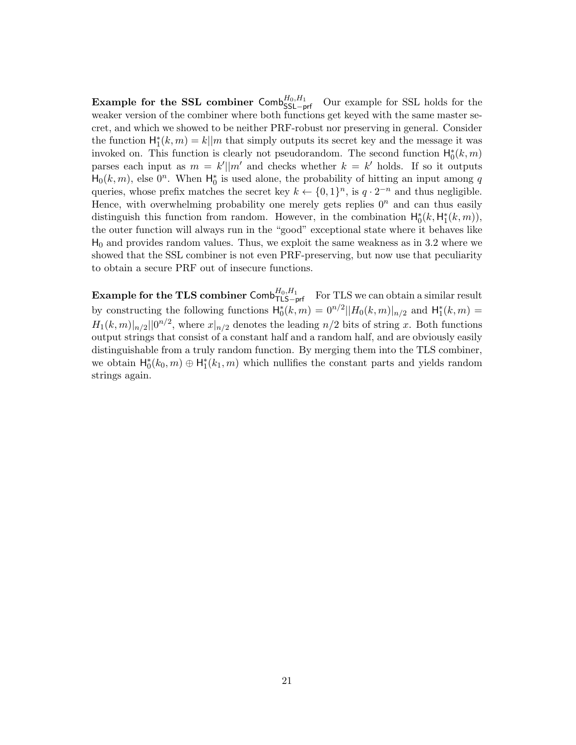**Example for the SSL combiner $\mathsf{Comb}^{H_0,H_1}_{\mathsf{SSL-prf}}$** Our example for SSL holds for the weaker version of the combiner where both functions get keyed with the same master secret, and which we showed to be neither PRF-robust nor preserving in general. Consider the function $\mathsf{H}_1^*(k,m) = k||m$ that simply outputs its secret key and the message it was invoked on. This function is clearly not pseudorandom. The second function $\mathsf{H}_0^*(k,m)$ parses each input as $m = k'||m'$ and checks whether $k = k'$ holds. If so it outputs $\mathsf{H}_0(k,m)$, else $0^n$. When $\mathsf{H}_0^*$ is used alone, the probability of hitting an input among $q$ queries, whose prefix matches the secret key $k \leftarrow \{0,1\}^n$, is $q \cdot 2^{-n}$ and thus negligible. Hence, with overwhelming probability one merely gets replies $0^n$ and can thus easily distinguish this function from random. However, in the combination $\mathsf{H}_0^*(k, \mathsf{H}_1^*(k,m))$, the outer function will always run in the "good" exceptional state where it behaves like $\mathsf{H}_0$ and provides random values. Thus, we exploit the same weakness as in 3.2 where we showed that the SSL combiner is not even PRF-preserving, but now use that peculiarity to obtain a secure PRF out of insecure functions.

**Example for the TLS combiner $\mathsf{Comb}^{H_0,H_1}_{\mathsf{TLS-prf}}$** For TLS we can obtain a similar result by constructing the following functions $\mathsf{H}_0^*(k,m) = 0^{n/2}||H_0(k,m)|_{n/2}$ and $\mathsf{H}_1^*(k,m) = H_1(k,m)|_{n/2}||0^{n/2}$, where $x|_{n/2}$ denotes the leading $n/2$ bits of string $x$. Both functions output strings that consist of a constant half and a random half, and are obviously easily distinguishable from a truly random function. By merging them into the TLS combiner, we obtain $\mathsf{H}_0^*(k_0,m) \oplus \mathsf{H}_1^*(k_1,m)$ which nullifies the constant parts and yields random strings again.